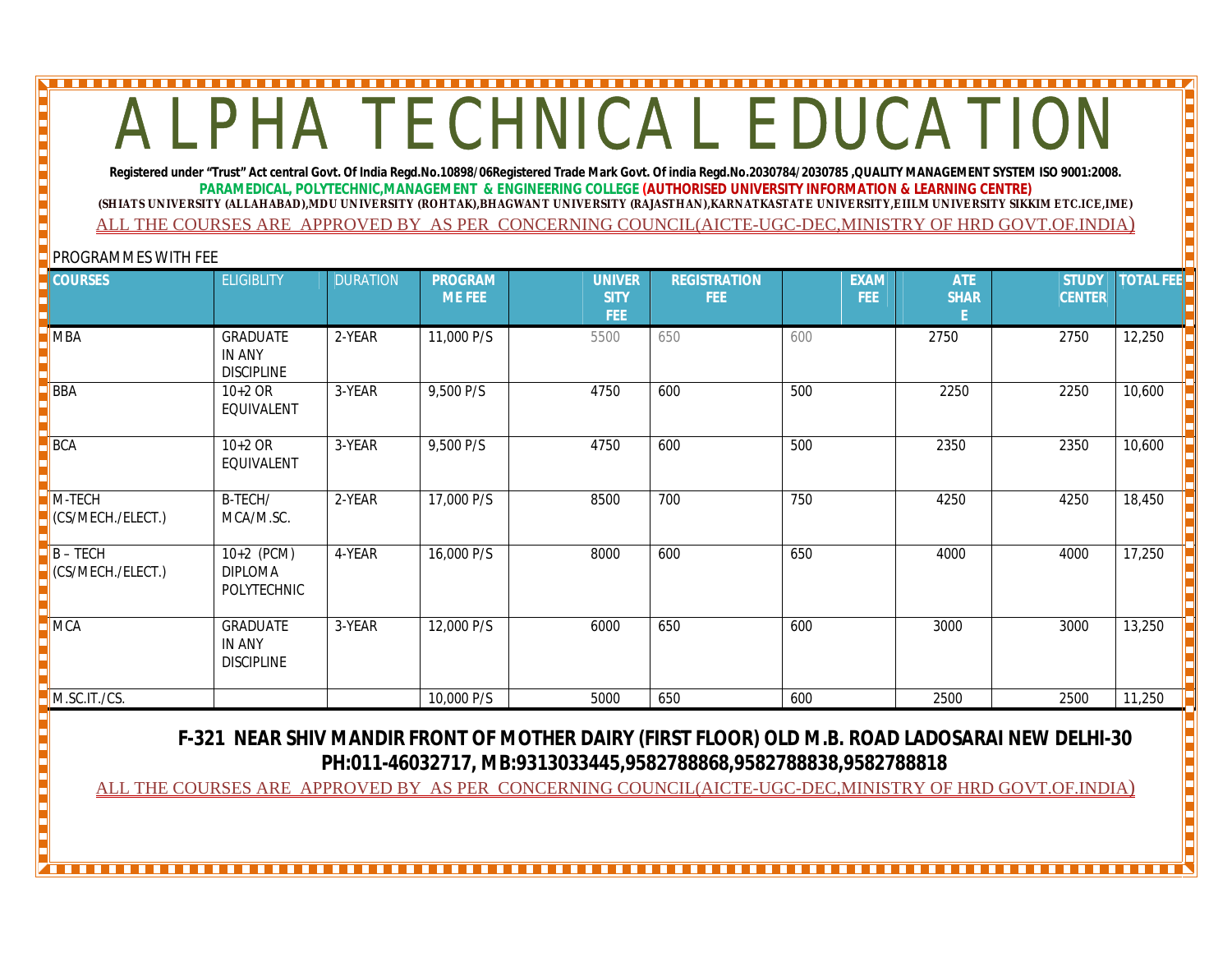# ALPHA TECHNICAL EDUCATION

**Registered under "Trust" Act central Govt. Of India Regd.No.10898/06Registered Trade Mark Govt. Of india Regd.No.2030784/2030785 ,QUALITY MANAGEMENT SYSTEM ISO 9001:2008.**

**PARAMEDICAL, POLYTECHNIC,MANAGEMENT & ENGINEERING COLLEGE (AUTHORISED UNIVERSITY INFORMATION & LEARNING CENTRE)**

**(SHIATS UNIVERSITY (ALLAHABAD),MDU UNIVERSITY (ROHTAK),BHAGWANT UNIVERSITY (RAJASTHAN),KARNATKASTATE UNIVERSITY,EIILM UNIVERSITY SIKKIM ETC.ICE,IME)**

ALL THE COURSES ARE APPROVED BY AS PER CONCERNING COUNCIL(AICTE-UGC-DEC,MINISTRY OF HRD GOVT.OF.INDIA)

PROGRAMMES WITH FEE

| COURSES | ELIGIBLITY | DURATION | PROGRAMME FEE | UNIVERSITY FEE | REGISTRATION FEE | EXAM FEE | ATE SHARE | STUDY CENTER | TOTAL FEE |
|---|---|---|---|---|---|---|---|---|---|
| MBA | GRADUATE IN ANY DISCIPLINE | 2-YEAR | 11,000 P/S | 5500 | 650 | 600 | 2750 | 2750 | 12,250 |
| BBA | 10+2 OR EQUIVALENT | 3-YEAR | 9,500 P/S | 4750 | 600 | 500 | 2250 | 2250 | 10,600 |
| BCA | 10+2 OR EQUIVALENT | 3-YEAR | 9,500 P/S | 4750 | 600 | 500 | 2350 | 2350 | 10,600 |
| M-TECH (CS/MECH./ELECT.) | B-TECH/ MCA/M.SC. | 2-YEAR | 17,000 P/S | 8500 | 700 | 750 | 4250 | 4250 | 18,450 |
| B – TECH (CS/MECH./ELECT.) | 10+2 (PCM) DIPLOMA POLYTECHNIC | 4-YEAR | 16,000 P/S | 8000 | 600 | 650 | 4000 | 4000 | 17,250 |
| MCA | GRADUATE IN ANY DISCIPLINE | 3-YEAR | 12,000 P/S | 6000 | 650 | 600 | 3000 | 3000 | 13,250 |
| M.SC.IT./CS. | | | 10,000 P/S | 5000 | 650 | 600 | 2500 | 2500 | 11,250 |

**F-321 NEAR SHIV MANDIR FRONT OF MOTHER DAIRY (FIRST FLOOR) OLD M.B. ROAD LADOSARAI NEW DELHI-30**
**PH:011-46032717, MB:9313033445,9582788868,9582788838,9582788818**

ALL THE COURSES ARE APPROVED BY AS PER CONCERNING COUNCIL(AICTE-UGC-DEC,MINISTRY OF HRD GOVT.OF.INDIA)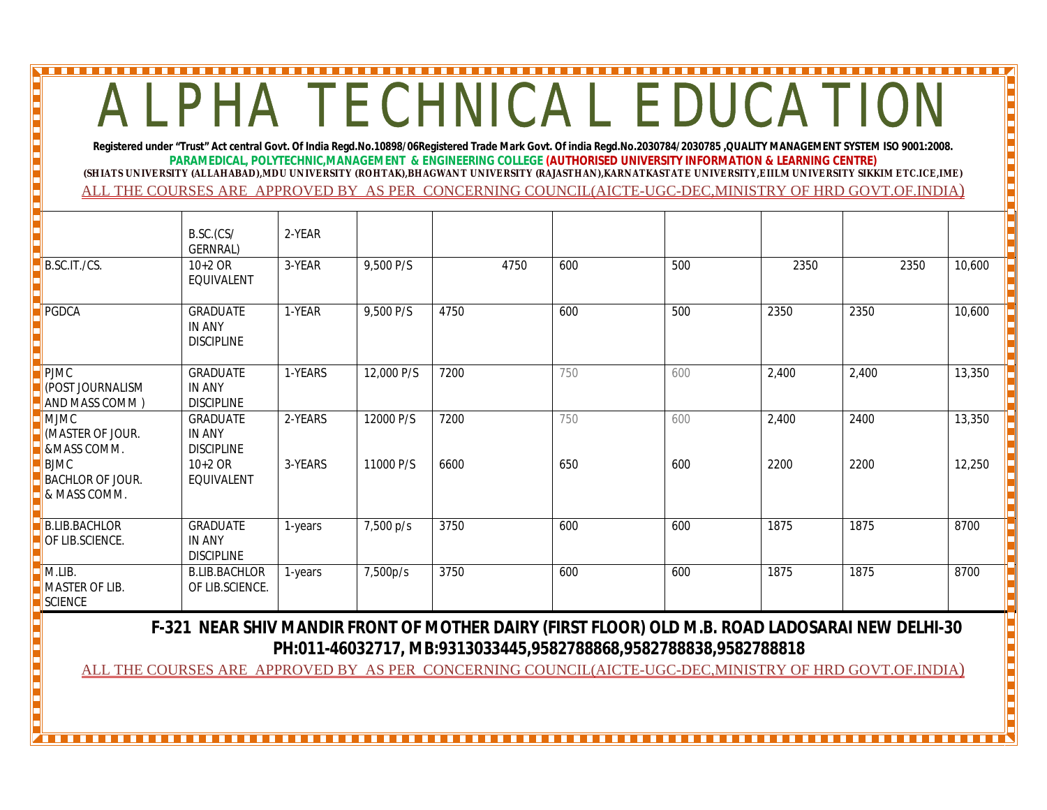# ALPHA TECHNICAL EDUCATION

**Registered under "Trust" Act central Govt. Of India Regd.No.10898/06Registered Trade Mark Govt. Of india Regd.No.2030784/2030785 ,QUALITY MANAGEMENT SYSTEM ISO 9001:2008.**

**PARAMEDICAL, POLYTECHNIC,MANAGEMENT & ENGINEERING COLLEGE (AUTHORISED UNIVERSITY INFORMATION & LEARNING CENTRE)**

**(SHIATS UNIVERSITY (ALLAHABAD),MDU UNIVERSITY (ROHTAK),BHAGWANT UNIVERSITY (RAJASTHAN),KARNATKASTATE UNIVERSITY,EIILM UNIVERSITY SIKKIM ETC.ICE,IME)**

ALL THE COURSES ARE APPROVED BY AS PER CONCERNING COUNCIL(AICTE-UGC-DEC,MINISTRY OF HRD GOVT.OF.INDIA)

| | | | | | | | | | |
|---|---|---|---|---|---|---|---|---|---|
| | B.SC.(CS/ GERNRAL) | 2-YEAR | | | | | | | |
| B.SC.IT./CS. | 10+2 OR EQUIVALENT | 3-YEAR | 9,500 P/S | 4750 | 600 | 500 | 2350 | 2350 | 10,600 |
| PGDCA | GRADUATE IN ANY DISCIPLINE | 1-YEAR | 9,500 P/S | 4750 | 600 | 500 | 2350 | 2350 | 10,600 |
| PJMC (POST JOURNALISM AND MASS COMM ) | GRADUATE IN ANY DISCIPLINE | 1-YEARS | 12,000 P/S | 7200 | 750 | 600 | 2,400 | 2,400 | 13,350 |
| MJMC (MASTER OF JOUR. &MASS COMM. | GRADUATE IN ANY DISCIPLINE | 2-YEARS | 12000 P/S | 7200 | 750 | 600 | 2,400 | 2400 | 13,350 |
| BJMC BACHLOR OF JOUR. & MASS COMM. | 10+2 OR EQUIVALENT | 3-YEARS | 11000 P/S | 6600 | 650 | 600 | 2200 | 2200 | 12,250 |
| B.LIB.BACHLOR OF LIB.SCIENCE. | GRADUATE IN ANY DISCIPLINE | 1-years | 7,500 p/s | 3750 | 600 | 600 | 1875 | 1875 | 8700 |
| M.LIB. MASTER OF LIB. SCIENCE | B.LIB.BACHLOR OF LIB.SCIENCE. | 1-years | 7,500p/s | 3750 | 600 | 600 | 1875 | 1875 | 8700 |

**F-321 NEAR SHIV MANDIR FRONT OF MOTHER DAIRY (FIRST FLOOR) OLD M.B. ROAD LADOSARAI NEW DELHI-30**
**PH:011-46032717, MB:9313033445,9582788868,9582788838,9582788818**

ALL THE COURSES ARE APPROVED BY AS PER CONCERNING COUNCIL(AICTE-UGC-DEC,MINISTRY OF HRD GOVT.OF.INDIA)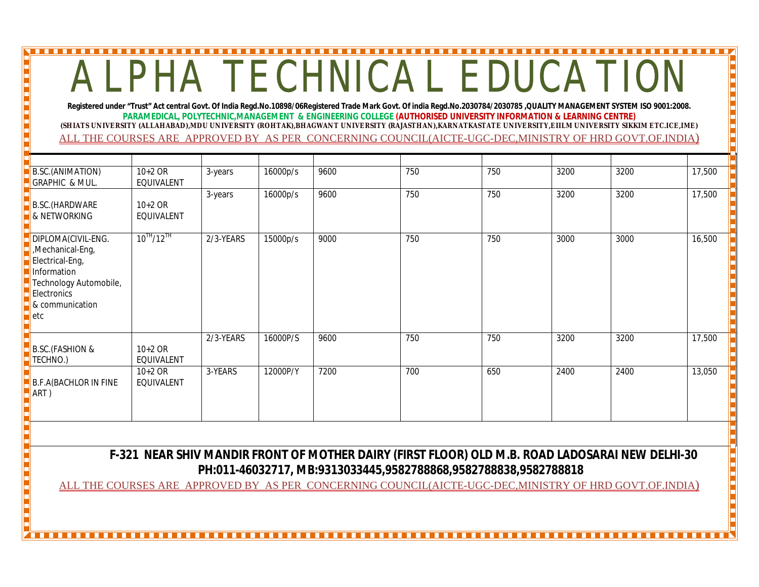# ALPHA TECHNICAL EDUCATION

**Registered under "Trust" Act central Govt. Of India Regd.No.10898/06Registered Trade Mark Govt. Of india Regd.No.2030784/2030785 ,QUALITY MANAGEMENT SYSTEM ISO 9001:2008.**

**PARAMEDICAL, POLYTECHNIC,MANAGEMENT & ENGINEERING COLLEGE (AUTHORISED UNIVERSITY INFORMATION & LEARNING CENTRE)**

**(SHIATS UNIVERSITY (ALLAHABAD),MDU UNIVERSITY (ROHTAK),BHAGWANT UNIVERSITY (RAJASTHAN),KARNATKASTATE UNIVERSITY,EIILM UNIVERSITY SIKKIM ETC.ICE,IME)**

ALL THE COURSES ARE APPROVED BY AS PER CONCERNING COUNCIL(AICTE-UGC-DEC,MINISTRY OF HRD GOVT.OF.INDIA)

| | | | | | | | | | |
|---|---|---|---|---|---|---|---|---|---|
| B.SC.(ANIMATION) GRAPHIC & MUL. | 10+2 OR EQUIVALENT | 3-years | 16000p/s | 9600 | 750 | 750 | 3200 | 3200 | 17,500 |
| B.SC.(HARDWARE & NETWORKING | 10+2 OR EQUIVALENT | 3-years | 16000p/s | 9600 | 750 | 750 | 3200 | 3200 | 17,500 |
| DIPLOMA(CIVIL-ENG. ,Mechanical-Eng, Electrical-Eng, Information Technology Automobile, Electronics & communication etc | 10TH/12TH | 2/3-YEARS | 15000p/s | 9000 | 750 | 750 | 3000 | 3000 | 16,500 |
| B.SC.(FASHION & TECHNO.) | 10+2 OR EQUIVALENT | 2/3-YEARS | 16000P/S | 9600 | 750 | 750 | 3200 | 3200 | 17,500 |
| B.F.A(BACHLOR IN FINE ART ) | 10+2 OR EQUIVALENT | 3-YEARS | 12000P/Y | 7200 | 700 | 650 | 2400 | 2400 | 13,050 |

**F-321 NEAR SHIV MANDIR FRONT OF MOTHER DAIRY (FIRST FLOOR) OLD M.B. ROAD LADOSARAI NEW DELHI-30**
**PH:011-46032717, MB:9313033445,9582788868,9582788838,9582788818**

ALL THE COURSES ARE APPROVED BY AS PER CONCERNING COUNCIL(AICTE-UGC-DEC,MINISTRY OF HRD GOVT.OF.INDIA)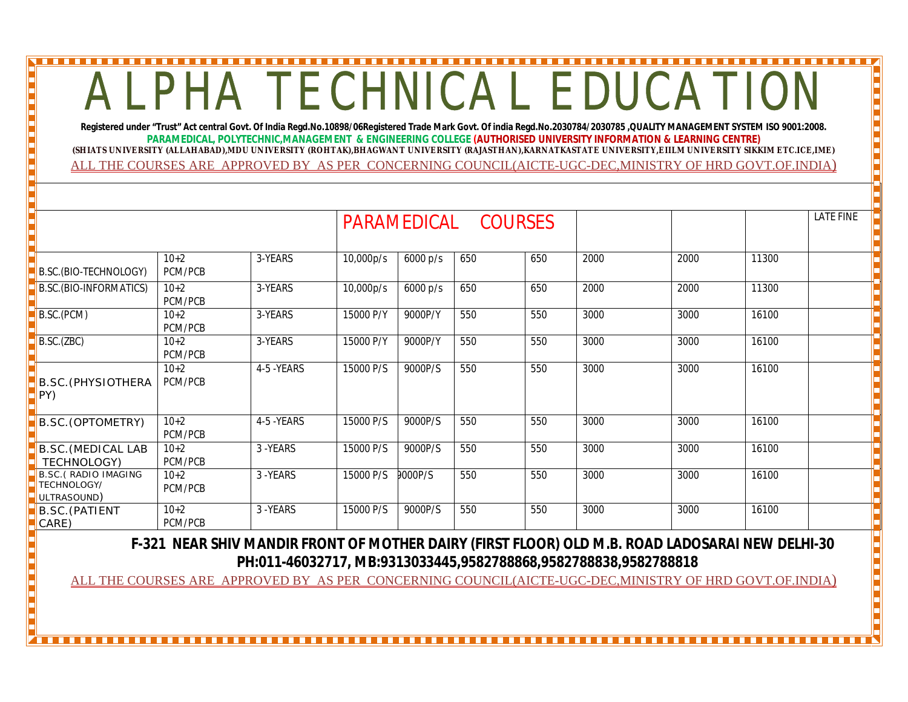# ALPHA TECHNICAL EDUCATION

**Registered under "Trust" Act central Govt. Of India Regd.No.10898/06Registered Trade Mark Govt. Of india Regd.No.2030784/2030785 ,QUALITY MANAGEMENT SYSTEM ISO 9001:2008.**

**PARAMEDICAL, POLYTECHNIC,MANAGEMENT & ENGINEERING COLLEGE (AUTHORISED UNIVERSITY INFORMATION & LEARNING CENTRE)**

**(SHIATS UNIVERSITY (ALLAHABAD),MDU UNIVERSITY (ROHTAK),BHAGWANT UNIVERSITY (RAJASTHAN),KARNATKASTATE UNIVERSITY,EIILM UNIVERSITY SIKKIM ETC.ICE,IME)**

ALL THE COURSES ARE APPROVED BY AS PER CONCERNING COUNCIL(AICTE-UGC-DEC,MINISTRY OF HRD GOVT.OF.INDIA)

| | | | PARAMEDICAL COURSES | | | | | | | LATE FINE |
|---|---|---|---|---|---|---|---|---|---|---|
| B.SC.(BIO-TECHNOLOGY) | 10+2 PCM/PCB | 3-YEARS | 10,000p/s | 6000 p/s | 650 | 650 | 2000 | 2000 | 11300 | |
| B.SC.(BIO-INFORMATICS) | 10+2 PCM/PCB | 3-YEARS | 10,000p/s | 6000 p/s | 650 | 650 | 2000 | 2000 | 11300 | |
| B.SC.(PCM) | 10+2 PCM/PCB | 3-YEARS | 15000 P/Y | 9000P/Y | 550 | 550 | 3000 | 3000 | 16100 | |
| B.SC.(ZBC) | 10+2 PCM/PCB | 3-YEARS | 15000 P/Y | 9000P/Y | 550 | 550 | 3000 | 3000 | 16100 | |
| B.SC.(PHYSIOTHERAPY) | 10+2 PCM/PCB | 4-5 -YEARS | 15000 P/S | 9000P/S | 550 | 550 | 3000 | 3000 | 16100 | |
| B.SC.(OPTOMETRY) | 10+2 PCM/PCB | 4-5 -YEARS | 15000 P/S | 9000P/S | 550 | 550 | 3000 | 3000 | 16100 | |
| B.SC.(MEDICAL LAB TECHNOLOGY) | 10+2 PCM/PCB | 3 -YEARS | 15000 P/S | 9000P/S | 550 | 550 | 3000 | 3000 | 16100 | |
| B.SC.( RADIO IMAGING TECHNOLOGY/ ULTRASOUND) | 10+2 PCM/PCB | 3 -YEARS | 15000 P/S | 9000P/S | 550 | 550 | 3000 | 3000 | 16100 | |
| B.SC.(PATIENT CARE) | 10+2 PCM/PCB | 3 -YEARS | 15000 P/S | 9000P/S | 550 | 550 | 3000 | 3000 | 16100 | |

**F-321 NEAR SHIV MANDIR FRONT OF MOTHER DAIRY (FIRST FLOOR) OLD M.B. ROAD LADOSARAI NEW DELHI-30**
**PH:011-46032717, MB:9313033445,9582788868,9582788838,9582788818**

ALL THE COURSES ARE APPROVED BY AS PER CONCERNING COUNCIL(AICTE-UGC-DEC,MINISTRY OF HRD GOVT.OF.INDIA)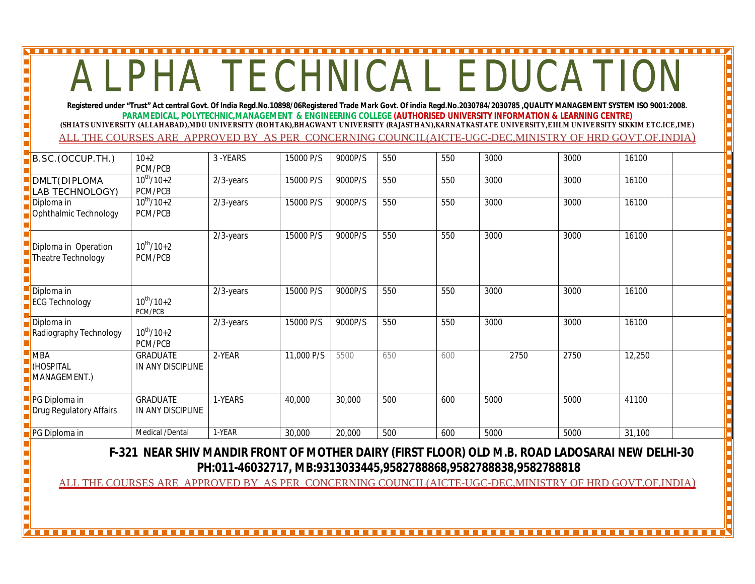# ALPHA TECHNICAL EDUCATION

**Registered under "Trust" Act central Govt. Of India Regd.No.10898/06Registered Trade Mark Govt. Of india Regd.No.2030784/2030785 ,QUALITY MANAGEMENT SYSTEM ISO 9001:2008.**

**PARAMEDICAL, POLYTECHNIC,MANAGEMENT & ENGINEERING COLLEGE (AUTHORISED UNIVERSITY INFORMATION & LEARNING CENTRE)**

**(SHIATS UNIVERSITY (ALLAHABAD),MDU UNIVERSITY (ROHTAK),BHAGWANT UNIVERSITY (RAJASTHAN),KARNATKASTATE UNIVERSITY,EIILM UNIVERSITY SIKKIM ETC.ICE,IME)**

ALL THE COURSES ARE APPROVED BY AS PER CONCERNING COUNCIL(AICTE-UGC-DEC,MINISTRY OF HRD GOVT.OF.INDIA)

| | | | | | | | | | | |
|---|---|---|---|---|---|---|---|---|---|---|
| B.SC.(OCCUP.TH.) | 10+2 PCM/PCB | 3 -YEARS | 15000 P/S | 9000P/S | 550 | 550 | 3000 | 3000 | 16100 | |
| DMLT(DIPLOMA LAB TECHNOLOGY) | $10^{th}$/10+2 PCM/PCB | 2/3-years | 15000 P/S | 9000P/S | 550 | 550 | 3000 | 3000 | 16100 | |
| Diploma in Ophthalmic Technology | $10^{th}$/10+2 PCM/PCB | 2/3-years | 15000 P/S | 9000P/S | 550 | 550 | 3000 | 3000 | 16100 | |
| Diploma in Operation Theatre Technology | $10^{th}$/10+2 PCM/PCB | 2/3-years | 15000 P/S | 9000P/S | 550 | 550 | 3000 | 3000 | 16100 | |
| Diploma in ECG Technology | $10^{th}$/10+2 PCM/PCB | 2/3-years | 15000 P/S | 9000P/S | 550 | 550 | 3000 | 3000 | 16100 | |
| Diploma in Radiography Technology | $10^{th}$/10+2 PCM/PCB | 2/3-years | 15000 P/S | 9000P/S | 550 | 550 | 3000 | 3000 | 16100 | |
| MBA (HOSPITAL MANAGEMENT.) | GRADUATE IN ANY DISCIPLINE | 2-YEAR | 11,000 P/S | 5500 | 650 | 600 | 2750 | 2750 | 12,250 | |
| PG Diploma in Drug Regulatory Affairs | GRADUATE IN ANY DISCIPLINE | 1-YEARS | 40,000 | 30,000 | 500 | 600 | 5000 | 5000 | 41100 | |
| PG Diploma in | Medical /Dental | 1-YEAR | 30,000 | 20,000 | 500 | 600 | 5000 | 5000 | 31,100 | |

**F-321 NEAR SHIV MANDIR FRONT OF MOTHER DAIRY (FIRST FLOOR) OLD M.B. ROAD LADOSARAI NEW DELHI-30**
**PH:011-46032717, MB:9313033445,9582788868,9582788838,9582788818**

ALL THE COURSES ARE APPROVED BY AS PER CONCERNING COUNCIL(AICTE-UGC-DEC,MINISTRY OF HRD GOVT.OF.INDIA)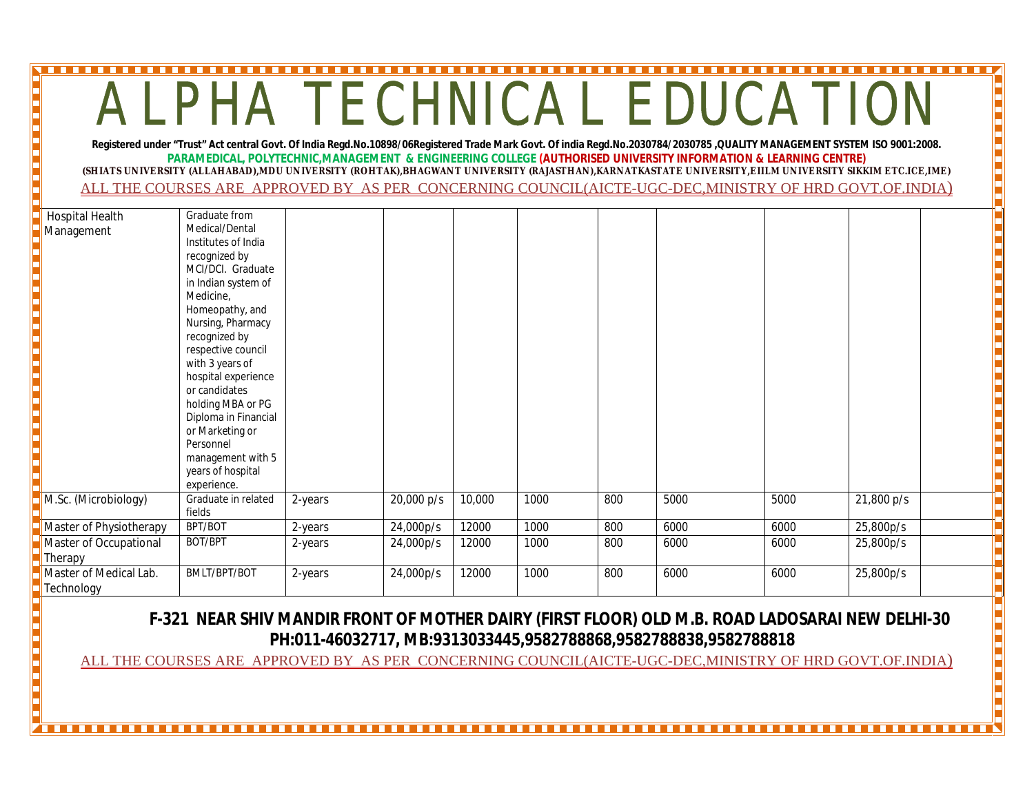# ALPHA TECHNICAL EDUCATION

**Registered under "Trust" Act central Govt. Of India Regd.No.10898/06Registered Trade Mark Govt. Of india Regd.No.2030784/2030785 ,QUALITY MANAGEMENT SYSTEM ISO 9001:2008.**

**PARAMEDICAL, POLYTECHNIC,MANAGEMENT & ENGINEERING COLLEGE (AUTHORISED UNIVERSITY INFORMATION & LEARNING CENTRE)**

**(SHIATS UNIVERSITY (ALLAHABAD),MDU UNIVERSITY (ROHTAK),BHAGWANT UNIVERSITY (RAJASTHAN),KARNATKASTATE UNIVERSITY,EIILM UNIVERSITY SIKKIM ETC.ICE,IME)**

ALL THE COURSES ARE APPROVED BY AS PER CONCERNING COUNCIL(AICTE-UGC-DEC,MINISTRY OF HRD GOVT.OF.INDIA)

| | | | | | | | | | | |
|---|---|---|---|---|---|---|---|---|---|---|
| Hospital Health Management | Graduate from Medical/Dental Institutes of India recognized by MCI/DCI. Graduate in Indian system of Medicine, Homeopathy, and Nursing, Pharmacy recognized by respective council with 3 years of hospital experience or candidates holding MBA or PG Diploma in Financial or Marketing or Personnel management with 5 years of hospital experience. | | | | | | | | | |
| M.Sc. (Microbiology) | Graduate in related fields | 2-years | 20,000 p/s | 10,000 | 1000 | 800 | 5000 | 5000 | 21,800 p/s | |
| Master of Physiotherapy | BPT/BOT | 2-years | 24,000p/s | 12000 | 1000 | 800 | 6000 | 6000 | 25,800p/s | |
| Master of Occupational Therapy | BOT/BPT | 2-years | 24,000p/s | 12000 | 1000 | 800 | 6000 | 6000 | 25,800p/s | |
| Master of Medical Lab. Technology | BMLT/BPT/BOT | 2-years | 24,000p/s | 12000 | 1000 | 800 | 6000 | 6000 | 25,800p/s | |

**F-321 NEAR SHIV MANDIR FRONT OF MOTHER DAIRY (FIRST FLOOR) OLD M.B. ROAD LADOSARAI NEW DELHI-30**
**PH:011-46032717, MB:9313033445,9582788868,9582788838,9582788818**

ALL THE COURSES ARE APPROVED BY AS PER CONCERNING COUNCIL(AICTE-UGC-DEC,MINISTRY OF HRD GOVT.OF.INDIA)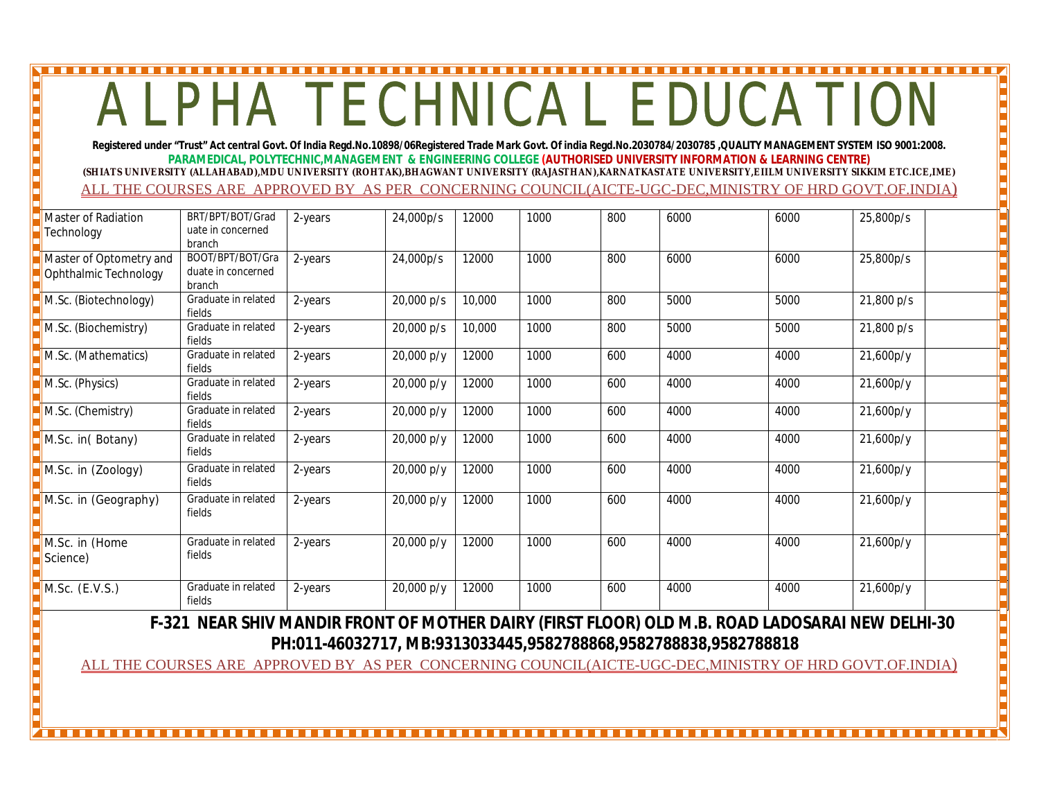# ALPHA TECHNICAL EDUCATION

**Registered under "Trust" Act central Govt. Of India Regd.No.10898/06Registered Trade Mark Govt. Of india Regd.No.2030784/2030785 ,QUALITY MANAGEMENT SYSTEM ISO 9001:2008.**

**PARAMEDICAL, POLYTECHNIC,MANAGEMENT & ENGINEERING COLLEGE (AUTHORISED UNIVERSITY INFORMATION & LEARNING CENTRE)**

**(SHIATS UNIVERSITY (ALLAHABAD),MDU UNIVERSITY (ROHTAK),BHAGWANT UNIVERSITY (RAJASTHAN),KARNATKASTATE UNIVERSITY,EIILM UNIVERSITY SIKKIM ETC.ICE,IME)**

ALL THE COURSES ARE APPROVED BY AS PER CONCERNING COUNCIL(AICTE-UGC-DEC,MINISTRY OF HRD GOVT.OF.INDIA)

| | | | | | | | | | | |
|---|---|---|---|---|---|---|---|---|---|---|
| Master of Radiation Technology | BRT/BPT/BOT/Graduate in concerned branch | 2-years | 24,000p/s | 12000 | 1000 | 800 | 6000 | 6000 | 25,800p/s | |
| Master of Optometry and Ophthalmic Technology | BOOT/BPT/BOT/Graduate in concerned branch | 2-years | 24,000p/s | 12000 | 1000 | 800 | 6000 | 6000 | 25,800p/s | |
| M.Sc. (Biotechnology) | Graduate in related fields | 2-years | 20,000 p/s | 10,000 | 1000 | 800 | 5000 | 5000 | 21,800 p/s | |
| M.Sc. (Biochemistry) | Graduate in related fields | 2-years | 20,000 p/s | 10,000 | 1000 | 800 | 5000 | 5000 | 21,800 p/s | |
| M.Sc. (Mathematics) | Graduate in related fields | 2-years | 20,000 p/y | 12000 | 1000 | 600 | 4000 | 4000 | 21,600p/y | |
| M.Sc. (Physics) | Graduate in related fields | 2-years | 20,000 p/y | 12000 | 1000 | 600 | 4000 | 4000 | 21,600p/y | |
| M.Sc. (Chemistry) | Graduate in related fields | 2-years | 20,000 p/y | 12000 | 1000 | 600 | 4000 | 4000 | 21,600p/y | |
| M.Sc. in( Botany) | Graduate in related fields | 2-years | 20,000 p/y | 12000 | 1000 | 600 | 4000 | 4000 | 21,600p/y | |
| M.Sc. in (Zoology) | Graduate in related fields | 2-years | 20,000 p/y | 12000 | 1000 | 600 | 4000 | 4000 | 21,600p/y | |
| M.Sc. in (Geography) | Graduate in related fields | 2-years | 20,000 p/y | 12000 | 1000 | 600 | 4000 | 4000 | 21,600p/y | |
| M.Sc. in (Home Science) | Graduate in related fields | 2-years | 20,000 p/y | 12000 | 1000 | 600 | 4000 | 4000 | 21,600p/y | |
| M.Sc. (E.V.S.) | Graduate in related fields | 2-years | 20,000 p/y | 12000 | 1000 | 600 | 4000 | 4000 | 21,600p/y | |

**F-321 NEAR SHIV MANDIR FRONT OF MOTHER DAIRY (FIRST FLOOR) OLD M.B. ROAD LADOSARAI NEW DELHI-30**
**PH:011-46032717, MB:9313033445,9582788868,9582788838,9582788818**

ALL THE COURSES ARE APPROVED BY AS PER CONCERNING COUNCIL(AICTE-UGC-DEC,MINISTRY OF HRD GOVT.OF.INDIA)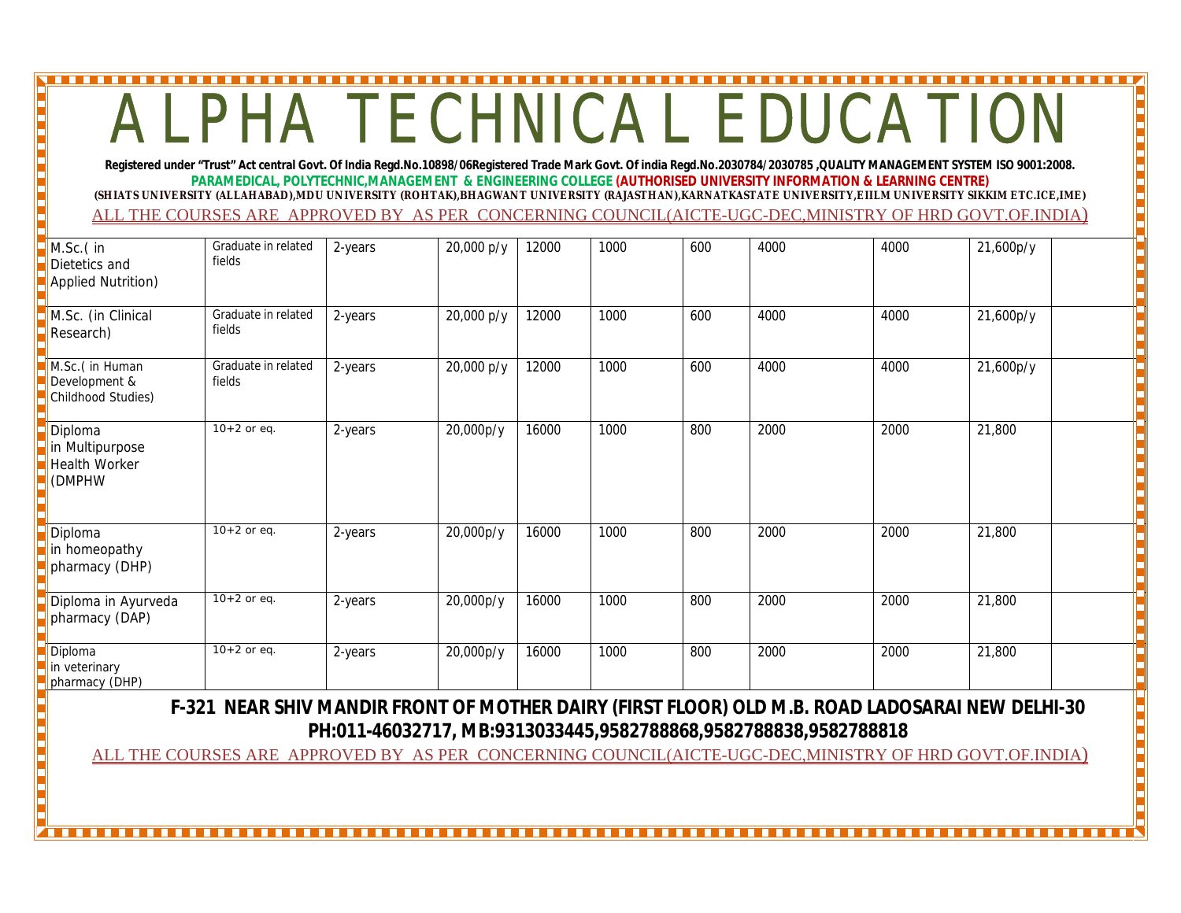# ALPHA TECHNICAL EDUCATION

**Registered under "Trust" Act central Govt. Of India Regd.No.10898/06Registered Trade Mark Govt. Of india Regd.No.2030784/2030785 ,QUALITY MANAGEMENT SYSTEM ISO 9001:2008.**

**PARAMEDICAL, POLYTECHNIC,MANAGEMENT & ENGINEERING COLLEGE (AUTHORISED UNIVERSITY INFORMATION & LEARNING CENTRE)**

**(SHIATS UNIVERSITY (ALLAHABAD),MDU UNIVERSITY (ROHTAK),BHAGWANT UNIVERSITY (RAJASTHAN),KARNATKASTATE UNIVERSITY,EIILM UNIVERSITY SIKKIM ETC.ICE,IME)**

ALL THE COURSES ARE APPROVED BY AS PER CONCERNING COUNCIL(AICTE-UGC-DEC,MINISTRY OF HRD GOVT.OF.INDIA)

| | | | | | | | | | | |
|---|---|---|---|---|---|---|---|---|---|---|
| M.Sc.( in Dietetics and Applied Nutrition) | Graduate in related fields | 2-years | 20,000 p/y | 12000 | 1000 | 600 | 4000 | 4000 | 21,600p/y | |
| M.Sc. (in Clinical Research) | Graduate in related fields | 2-years | 20,000 p/y | 12000 | 1000 | 600 | 4000 | 4000 | 21,600p/y | |
| M.Sc.( in Human Development & Childhood Studies) | Graduate in related fields | 2-years | 20,000 p/y | 12000 | 1000 | 600 | 4000 | 4000 | 21,600p/y | |
| Diploma in Multipurpose Health Worker (DMPHW | 10+2 or eq. | 2-years | 20,000p/y | 16000 | 1000 | 800 | 2000 | 2000 | 21,800 | |
| Diploma in homeopathy pharmacy (DHP) | 10+2 or eq. | 2-years | 20,000p/y | 16000 | 1000 | 800 | 2000 | 2000 | 21,800 | |
| Diploma in Ayurveda pharmacy (DAP) | 10+2 or eq. | 2-years | 20,000p/y | 16000 | 1000 | 800 | 2000 | 2000 | 21,800 | |
| Diploma in veterinary pharmacy (DHP) | 10+2 or eq. | 2-years | 20,000p/y | 16000 | 1000 | 800 | 2000 | 2000 | 21,800 | |

**F-321 NEAR SHIV MANDIR FRONT OF MOTHER DAIRY (FIRST FLOOR) OLD M.B. ROAD LADOSARAI NEW DELHI-30**
**PH:011-46032717, MB:9313033445,9582788868,9582788838,9582788818**

ALL THE COURSES ARE APPROVED BY AS PER CONCERNING COUNCIL(AICTE-UGC-DEC,MINISTRY OF HRD GOVT.OF.INDIA)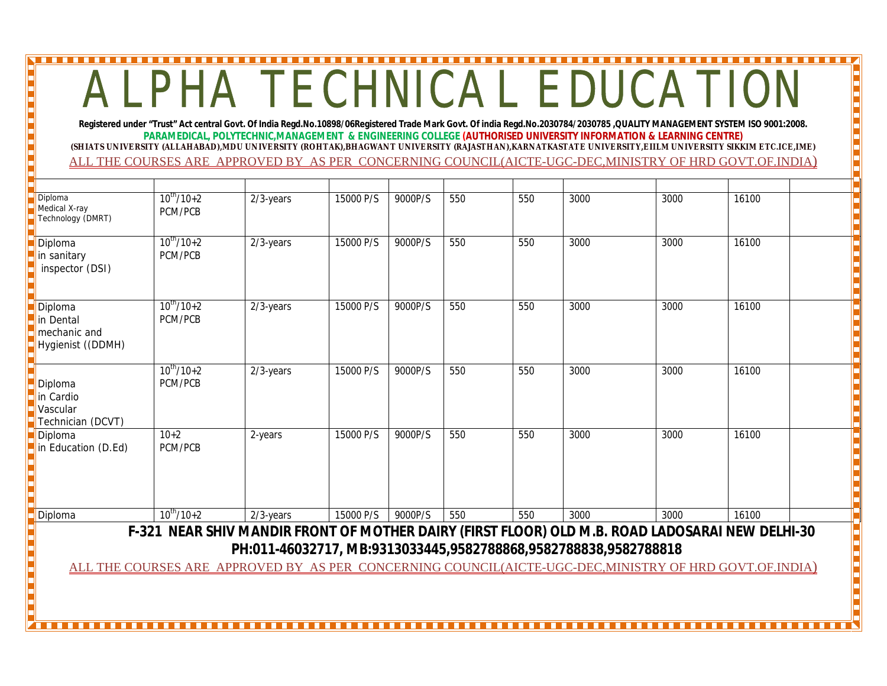# ALPHA TECHNICAL EDUCATION

**Registered under "Trust" Act central Govt. Of India Regd.No.10898/06Registered Trade Mark Govt. Of india Regd.No.2030784/2030785 ,QUALITY MANAGEMENT SYSTEM ISO 9001:2008.**

**PARAMEDICAL, POLYTECHNIC,MANAGEMENT & ENGINEERING COLLEGE (AUTHORISED UNIVERSITY INFORMATION & LEARNING CENTRE)**

**(SHIATS UNIVERSITY (ALLAHABAD),MDU UNIVERSITY (ROHTAK),BHAGWANT UNIVERSITY (RAJASTHAN),KARNATKASTATE UNIVERSITY,EIILM UNIVERSITY SIKKIM ETC.ICE,IME)**

ALL THE COURSES ARE APPROVED BY AS PER CONCERNING COUNCIL(AICTE-UGC-DEC,MINISTRY OF HRD GOVT.OF.INDIA)

| | | | | | | | | | | |
|---|---|---|---|---|---|---|---|---|---|---|
| Diploma Medical X-ray Technology (DMRT) | 10th/10+2 PCM/PCB | 2/3-years | 15000 P/S | 9000P/S | 550 | 550 | 3000 | 3000 | 16100 | |
| Diploma in sanitary inspector (DSI) | 10th/10+2 PCM/PCB | 2/3-years | 15000 P/S | 9000P/S | 550 | 550 | 3000 | 3000 | 16100 | |
| Diploma in Dental mechanic and Hygienist ((DDMH) | 10th/10+2 PCM/PCB | 2/3-years | 15000 P/S | 9000P/S | 550 | 550 | 3000 | 3000 | 16100 | |
| Diploma in Cardio Vascular Technician (DCVT) | 10th/10+2 PCM/PCB | 2/3-years | 15000 P/S | 9000P/S | 550 | 550 | 3000 | 3000 | 16100 | |
| Diploma in Education (D.Ed) | 10+2 PCM/PCB | 2-years | 15000 P/S | 9000P/S | 550 | 550 | 3000 | 3000 | 16100 | |
| Diploma | 10th/10+2 | 2/3-years | 15000 P/S | 9000P/S | 550 | 550 | 3000 | 3000 | 16100 | |

**F-321 NEAR SHIV MANDIR FRONT OF MOTHER DAIRY (FIRST FLOOR) OLD M.B. ROAD LADOSARAI NEW DELHI-30**

**PH:011-46032717, MB:9313033445,9582788868,9582788838,9582788818**

ALL THE COURSES ARE APPROVED BY AS PER CONCERNING COUNCIL(AICTE-UGC-DEC,MINISTRY OF HRD GOVT.OF.INDIA)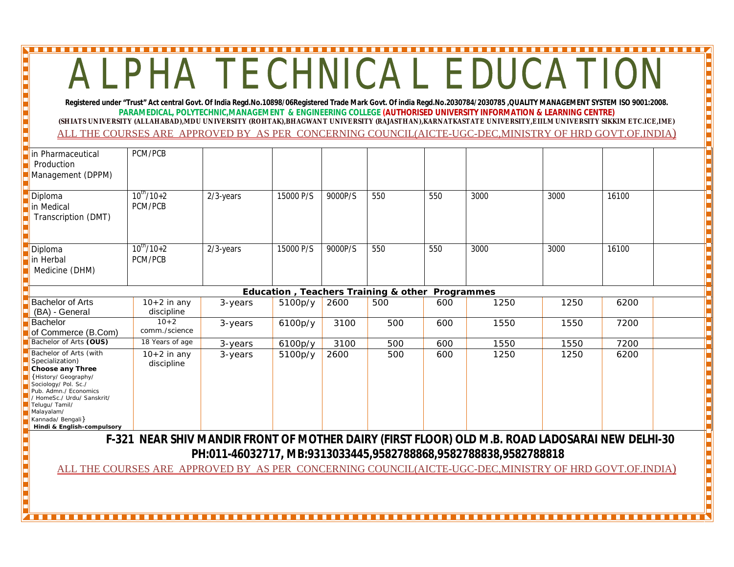# ALPHA TECHNICAL EDUCATION

**Registered under "Trust" Act central Govt. Of India Regd.No.10898/06Registered Trade Mark Govt. Of india Regd.No.2030784/2030785 ,QUALITY MANAGEMENT SYSTEM ISO 9001:2008.**

**PARAMEDICAL, POLYTECHNIC,MANAGEMENT & ENGINEERING COLLEGE (AUTHORISED UNIVERSITY INFORMATION & LEARNING CENTRE)**

**(SHIATS UNIVERSITY (ALLAHABAD),MDU UNIVERSITY (ROHTAK),BHAGWANT UNIVERSITY (RAJASTHAN),KARNATKASTATE UNIVERSITY,EIILM UNIVERSITY SIKKIM ETC.ICE,IME)**

ALL THE COURSES ARE APPROVED BY AS PER CONCERNING COUNCIL(AICTE-UGC-DEC,MINISTRY OF HRD GOVT.OF.INDIA)

| | | | | | | | | | | |
|---|---|---|---|---|---|---|---|---|---|---|
| in Pharmaceutical Production Management (DPPM) | PCM/PCB | | | | | | | | | |
| Diploma in Medical Transcription (DMT) | 10th/10+2 PCM/PCB | 2/3-years | 15000 P/S | 9000P/S | 550 | 550 | 3000 | 3000 | 16100 | |
| Diploma in Herbal Medicine (DHM) | 10th/10+2 PCM/PCB | 2/3-years | 15000 P/S | 9000P/S | 550 | 550 | 3000 | 3000 | 16100 | |
| **Education , Teachers Training & other Programmes** | | | | | | | | | | |
| Bachelor of Arts (BA) - General | 10+2 in any discipline | 3-years | 5100p/y | 2600 | 500 | 600 | 1250 | 1250 | 6200 | |
| Bachelor of Commerce (B.Com) | 10+2 comm./science | 3-years | 6100p/y | 3100 | 500 | 600 | 1550 | 1550 | 7200 | |
| Bachelor of Arts **(OUS)** | 18 Years of age | 3-years | 6100p/y | 3100 | 500 | 600 | 1550 | 1550 | 7200 | |
| Bachelor of Arts (with Specialization) **Choose any Three** {History/ Geography/ Sociology/ Pol. Sc./ Pub. Admn./ Economics / HomeSc./ Urdu/ Sanskrit/ Telugu/ Tamil/ Malayalam/ Kannada/ Bengali} **Hindi & English-compulsory** | 10+2 in any discipline | 3-years | 5100p/y | 2600 | 500 | 600 | 1250 | 1250 | 6200 | |

**F-321 NEAR SHIV MANDIR FRONT OF MOTHER DAIRY (FIRST FLOOR) OLD M.B. ROAD LADOSARAI NEW DELHI-30**

**PH:011-46032717, MB:9313033445,9582788868,9582788838,9582788818**

ALL THE COURSES ARE APPROVED BY AS PER CONCERNING COUNCIL(AICTE-UGC-DEC,MINISTRY OF HRD GOVT.OF.INDIA)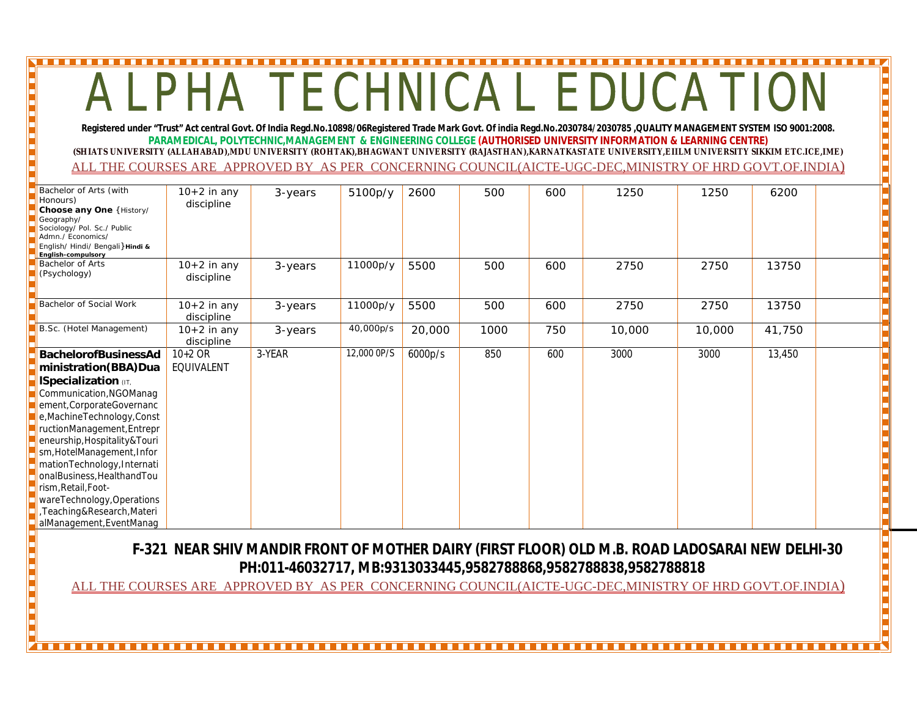# ALPHA TECHNICAL EDUCATION

**Registered under "Trust" Act central Govt. Of India Regd.No.10898/06Registered Trade Mark Govt. Of india Regd.No.2030784/2030785 ,QUALITY MANAGEMENT SYSTEM ISO 9001:2008.**

**PARAMEDICAL, POLYTECHNIC,MANAGEMENT & ENGINEERING COLLEGE (AUTHORISED UNIVERSITY INFORMATION & LEARNING CENTRE)**

**(SHIATS UNIVERSITY (ALLAHABAD),MDU UNIVERSITY (ROHTAK),BHAGWANT UNIVERSITY (RAJASTHAN),KARNATKASTATE UNIVERSITY,EIILM UNIVERSITY SIKKIM ETC.ICE,IME)**

ALL THE COURSES ARE APPROVED BY AS PER CONCERNING COUNCIL(AICTE-UGC-DEC,MINISTRY OF HRD GOVT.OF.INDIA)

| | | | | | | | | | | |
|---|---|---|---|---|---|---|---|---|---|---|
| Bachelor of Arts (with Honours) **Choose any One** {History/ Geography/ Sociology/ Pol. Sc./ Public Admn./ Economics/ English/ Hindi/ Bengali} **Hindi & English-compulsory** | 10+2 in any discipline | 3-years | 5100p/y | 2600 | 500 | 600 | 1250 | 1250 | 6200 | |
| Bachelor of Arts (Psychology) | 10+2 in any discipline | 3-years | 11000p/y | 5500 | 500 | 600 | 2750 | 2750 | 13750 | |
| Bachelor of Social Work | 10+2 in any discipline | 3-years | 11000p/y | 5500 | 500 | 600 | 2750 | 2750 | 13750 | |
| B.Sc. (Hotel Management) | 10+2 in any discipline | 3-years | 40,000p/s | 20,000 | 1000 | 750 | 10,000 | 10,000 | 41,750 | |
| **BachelorofBusinessAdministration(BBA)DualSpecialization** (IT, Communication,NGOManagement,CorporateGovernance,MachineTechnology,ConstructionManagement,Entrepreneurship,Hospitality&Tourism,HotelManagement,InformationTechnology,InternationalBusiness,HealthandTourism,Retail,Foot-wareTechnology,Operations,Teaching&Research,MaterialManagement,EventManag | 10+2 OR EQUIVALENT | 3-YEAR | 12,000 0P/S | 6000p/s | 850 | 600 | 3000 | 3000 | 13,450 | |

**F-321 NEAR SHIV MANDIR FRONT OF MOTHER DAIRY (FIRST FLOOR) OLD M.B. ROAD LADOSARAI NEW DELHI-30**
**PH:011-46032717, MB:9313033445,9582788868,9582788838,9582788818**

ALL THE COURSES ARE APPROVED BY AS PER CONCERNING COUNCIL(AICTE-UGC-DEC,MINISTRY OF HRD GOVT.OF.INDIA)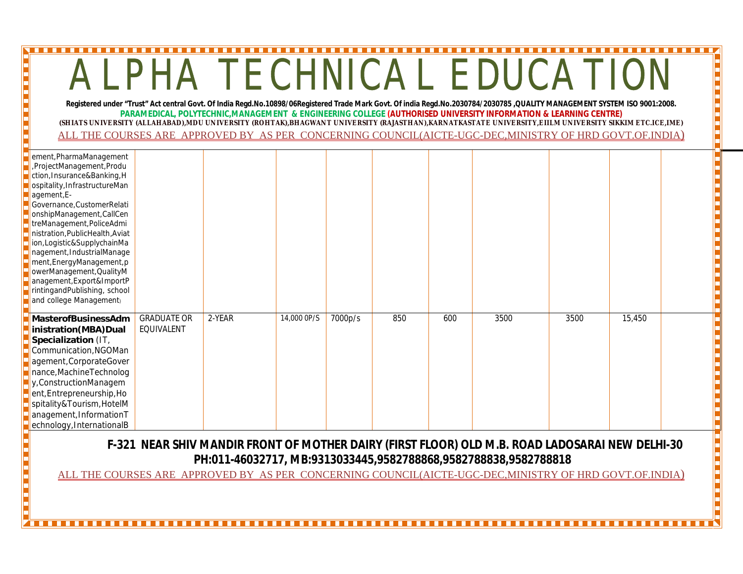# ALPHA TECHNICAL EDUCATION

**Registered under "Trust" Act central Govt. Of India Regd.No.10898/06Registered Trade Mark Govt. Of india Regd.No.2030784/2030785 ,QUALITY MANAGEMENT SYSTEM ISO 9001:2008.**

**PARAMEDICAL, POLYTECHNIC,MANAGEMENT & ENGINEERING COLLEGE (AUTHORISED UNIVERSITY INFORMATION & LEARNING CENTRE)**

**(SHIATS UNIVERSITY (ALLAHABAD),MDU UNIVERSITY (ROHTAK),BHAGWANT UNIVERSITY (RAJASTHAN),KARNATKASTATE UNIVERSITY,EIILM UNIVERSITY SIKKIM ETC.ICE,IME)**

ALL THE COURSES ARE APPROVED BY AS PER CONCERNING COUNCIL(AICTE-UGC-DEC,MINISTRY OF HRD GOVT.OF.INDIA)

| | | | | | | | | | | |
|---|---|---|---|---|---|---|---|---|---|---|
| ement,PharmaManagement,ProjectManagement,Production,Insurance&Banking,Hospitality,InfrastructureManagement,E-Governance,CustomerRelationshipManagement,CallCentreManagement,PoliceAdministration,PublicHealth,Aviation,Logistic&SupplychainManagement,IndustrialManagement,EnergyManagement,powerManagement,QualityManagement,Export&ImportPrintingandPublishing, school and college Management) | | | | | | | | | | |
| **MasterofBusinessAdministration(MBA)Dual Specialization** (IT, Communication,NGOManagement,CorporateGovernance,MachineTechnology,ConstructionManagement,Entrepreneurship,Hospitality&Tourism,HotelManagement,InformationTechnology,InternationalB | GRADUATE OR EQUIVALENT | 2-YEAR | 14,000 0P/S | 7000p/s | 850 | 600 | 3500 | 3500 | 15,450 | |

**F-321 NEAR SHIV MANDIR FRONT OF MOTHER DAIRY (FIRST FLOOR) OLD M.B. ROAD LADOSARAI NEW DELHI-30**
**PH:011-46032717, MB:9313033445,9582788868,9582788838,9582788818**

ALL THE COURSES ARE APPROVED BY AS PER CONCERNING COUNCIL(AICTE-UGC-DEC,MINISTRY OF HRD GOVT.OF.INDIA)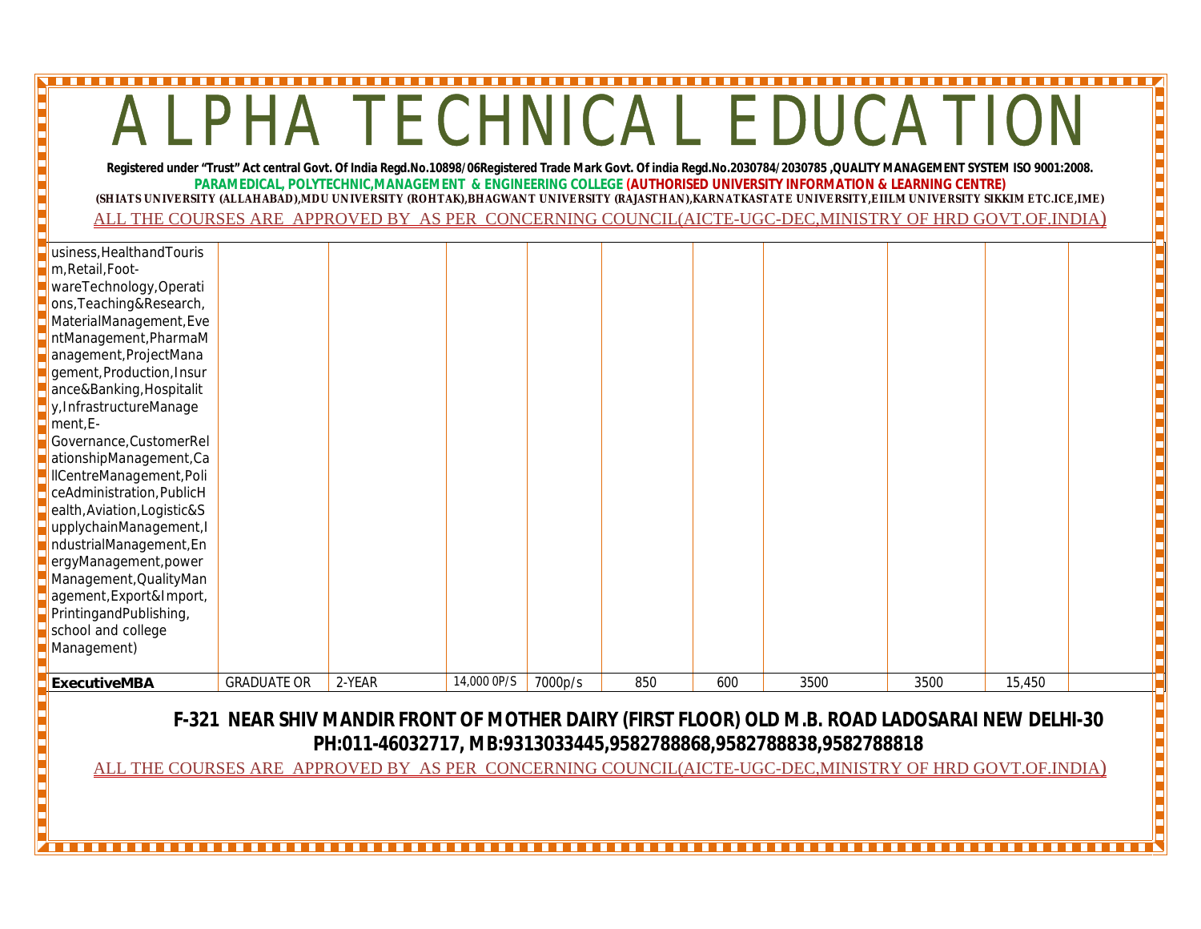# ALPHA TECHNICAL EDUCATION

**Registered under "Trust" Act central Govt. Of India Regd.No.10898/06Registered Trade Mark Govt. Of india Regd.No.2030784/2030785 ,QUALITY MANAGEMENT SYSTEM ISO 9001:2008.**

**PARAMEDICAL, POLYTECHNIC,MANAGEMENT & ENGINEERING COLLEGE (AUTHORISED UNIVERSITY INFORMATION & LEARNING CENTRE)**

**(SHIATS UNIVERSITY (ALLAHABAD),MDU UNIVERSITY (ROHTAK),BHAGWANT UNIVERSITY (RAJASTHAN),KARNATKASTATE UNIVERSITY,EIILM UNIVERSITY SIKKIM ETC.ICE,IME)**

ALL THE COURSES ARE APPROVED BY AS PER CONCERNING COUNCIL(AICTE-UGC-DEC,MINISTRY OF HRD GOVT.OF.INDIA)

| | | | | | | | | | | |
|---|---|---|---|---|---|---|---|---|---|---|
| usiness,HealthandTourism,Retail,Foot-wareTechnology,Operations,Teaching&Research,MaterialManagement,EventManagement,PharmaManagement,ProjectManagement,Production,Insurance&Banking,Hospitality,InfrastructureManagement,E-Governance,CustomerRelationshipManagement,CallCentreManagement,PoliceAdministration,PublicHealth,Aviation,Logistic&SupplychainManagement,IndustrialManagement,EnergyManagement,power Management,QualityManagement,Export&Import,PrintingandPublishing, school and college Management) | | | | | | | | | | |
| **ExecutiveMBA** | GRADUATE OR | 2-YEAR | 14,000 0P/S | 7000p/s | 850 | 600 | 3500 | 3500 | 15,450 | |

**F-321 NEAR SHIV MANDIR FRONT OF MOTHER DAIRY (FIRST FLOOR) OLD M.B. ROAD LADOSARAI NEW DELHI-30**
**PH:011-46032717, MB:9313033445,9582788868,9582788838,9582788818**

ALL THE COURSES ARE APPROVED BY AS PER CONCERNING COUNCIL(AICTE-UGC-DEC,MINISTRY OF HRD GOVT.OF.INDIA)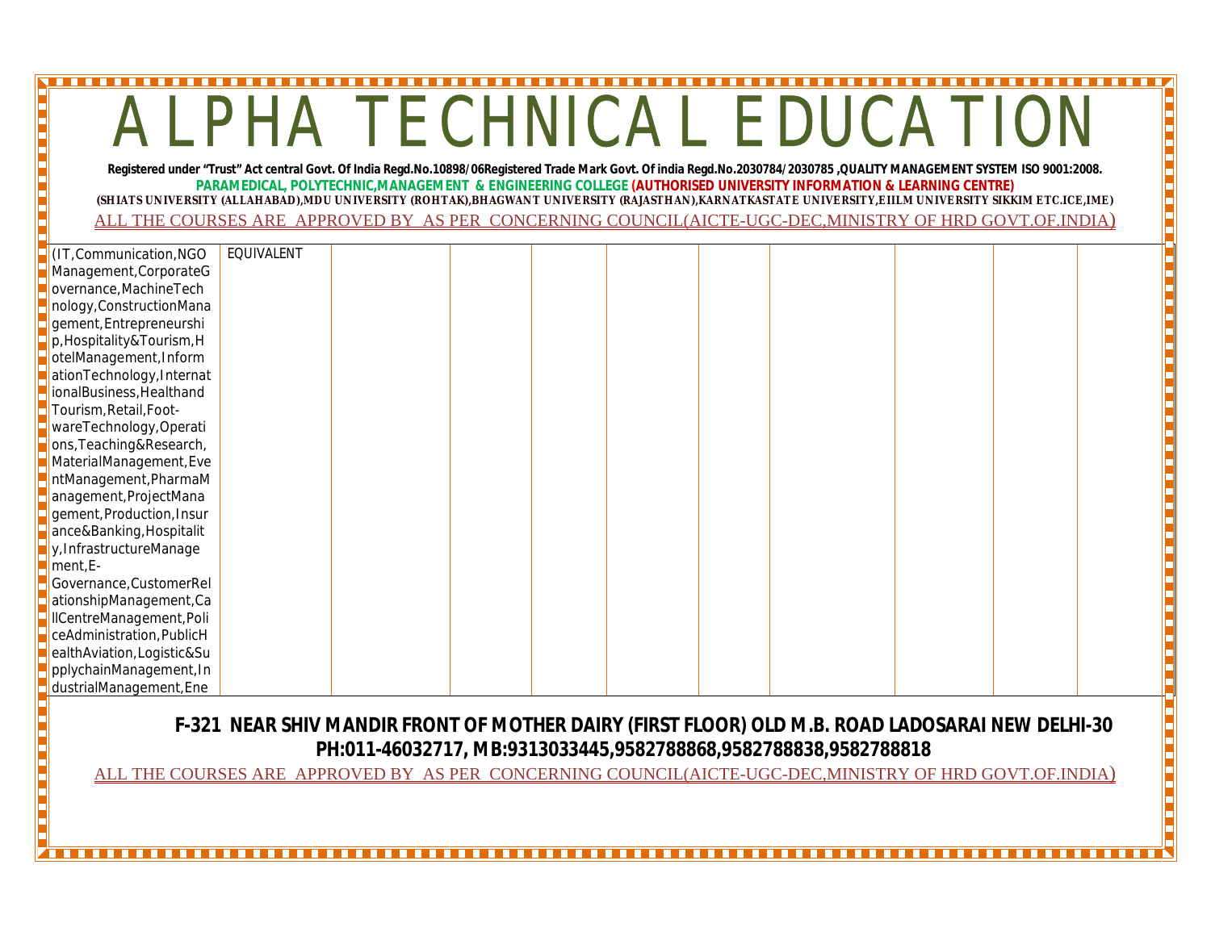# ALPHA TECHNICAL EDUCATION

**Registered under "Trust" Act central Govt. Of India Regd.No.10898/06Registered Trade Mark Govt. Of india Regd.No.2030784/2030785 ,QUALITY MANAGEMENT SYSTEM ISO 9001:2008.**

**PARAMEDICAL, POLYTECHNIC,MANAGEMENT & ENGINEERING COLLEGE (AUTHORISED UNIVERSITY INFORMATION & LEARNING CENTRE)**

**(SHIATS UNIVERSITY (ALLAHABAD),MDU UNIVERSITY (ROHTAK),BHAGWANT UNIVERSITY (RAJASTHAN),KARNATKASTATE UNIVERSITY,EIILM UNIVERSITY SIKKIM ETC.ICE,IME)**

ALL THE COURSES ARE APPROVED BY AS PER CONCERNING COUNCIL(AICTE-UGC-DEC,MINISTRY OF HRD GOVT.OF.INDIA)

| | | | | | | | | | | |
|---|---|---|---|---|---|---|---|---|---|---|
| (IT,Communication,NGO Management,CorporateGovernance,MachineTechnology,ConstructionManagement,Entrepreneurship,Hospitality&Tourism,HotelManagement,InformationTechnology,InternationalBusiness,HealthandTourism,Retail,Foot-wareTechnology,Operations,Teaching&Research,MaterialManagement,EventManagement,PharmaManagement,ProjectManagement,Production,Insurance&Banking,Hospitality,InfrastructureManagement,E-Governance,CustomerRelationshipManagement,CallCentreManagement,PoliceAdministration,PublicHealthAviation,Logistic&SupplychainManagement,IndustrialManagement,Ene | EQUIVALENT | | | | | | | | | |

**F-321 NEAR SHIV MANDIR FRONT OF MOTHER DAIRY (FIRST FLOOR) OLD M.B. ROAD LADOSARAI NEW DELHI-30**
**PH:011-46032717, MB:9313033445,9582788868,9582788838,9582788818**

ALL THE COURSES ARE APPROVED BY AS PER CONCERNING COUNCIL(AICTE-UGC-DEC,MINISTRY OF HRD GOVT.OF.INDIA)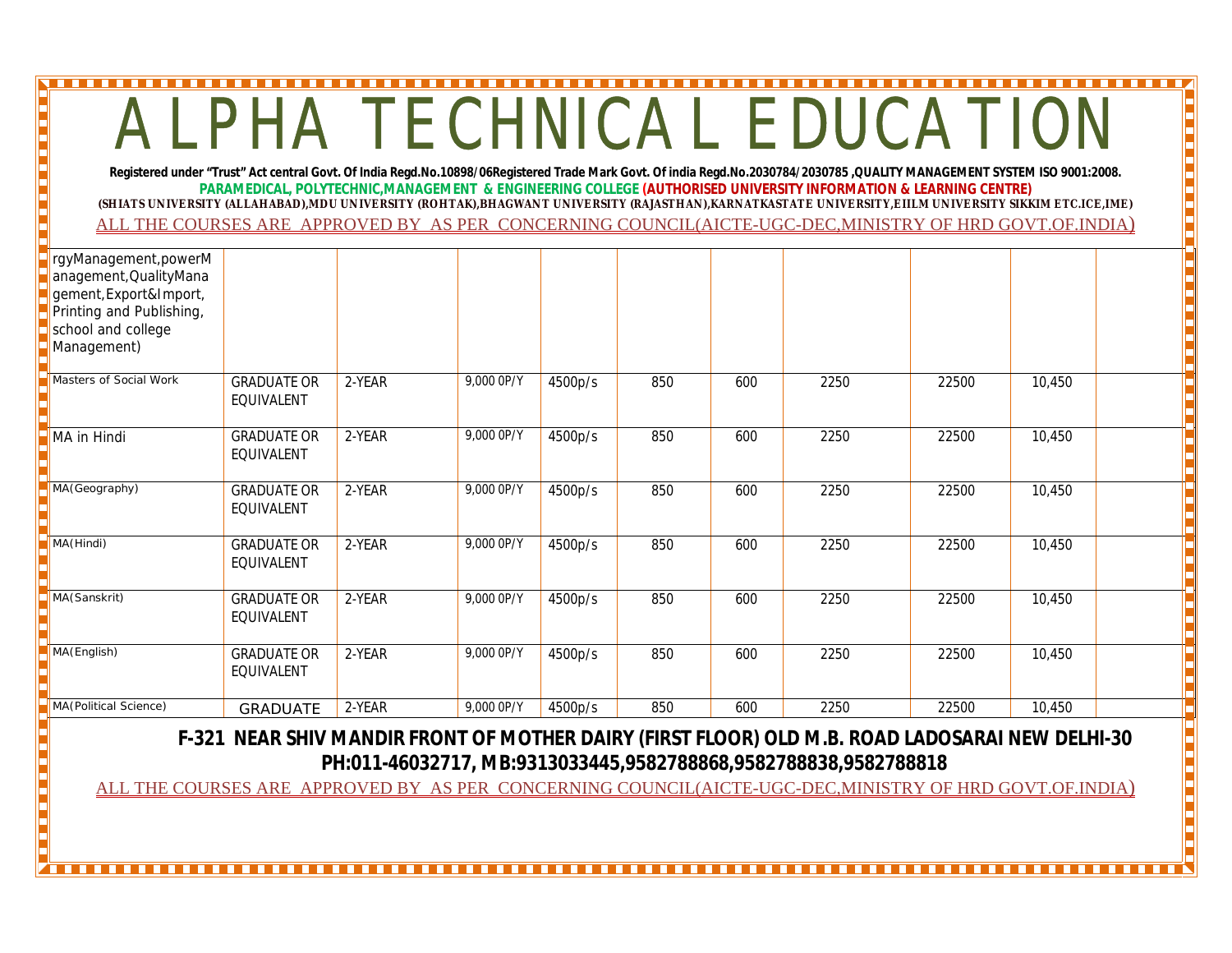# ALPHA TECHNICAL EDUCATION

**Registered under "Trust" Act central Govt. Of India Regd.No.10898/06Registered Trade Mark Govt. Of india Regd.No.2030784/2030785 ,QUALITY MANAGEMENT SYSTEM ISO 9001:2008.**
**PARAMEDICAL, POLYTECHNIC,MANAGEMENT & ENGINEERING COLLEGE (AUTHORISED UNIVERSITY INFORMATION & LEARNING CENTRE)**
**(SHIATS UNIVERSITY (ALLAHABAD),MDU UNIVERSITY (ROHTAK),BHAGWANT UNIVERSITY (RAJASTHAN),KARNATKASTATE UNIVERSITY,EIILM UNIVERSITY SIKKIM ETC.ICE,IME)**

ALL THE COURSES ARE APPROVED BY AS PER CONCERNING COUNCIL(AICTE-UGC-DEC,MINISTRY OF HRD GOVT.OF.INDIA)

| | | | | | | | | | | |
|---|---|---|---|---|---|---|---|---|---|---|
| rgyManagement,powerManagement,QualityManagement,Export&Import, Printing and Publishing, school and college Management) | | | | | | | | | | |
| Masters of Social Work | GRADUATE OR EQUIVALENT | 2-YEAR | 9,000 0P/Y | 4500p/s | 850 | 600 | 2250 | 22500 | 10,450 | |
| MA in Hindi | GRADUATE OR EQUIVALENT | 2-YEAR | 9,000 0P/Y | 4500p/s | 850 | 600 | 2250 | 22500 | 10,450 | |
| MA(Geography) | GRADUATE OR EQUIVALENT | 2-YEAR | 9,000 0P/Y | 4500p/s | 850 | 600 | 2250 | 22500 | 10,450 | |
| MA(Hindi) | GRADUATE OR EQUIVALENT | 2-YEAR | 9,000 0P/Y | 4500p/s | 850 | 600 | 2250 | 22500 | 10,450 | |
| MA(Sanskrit) | GRADUATE OR EQUIVALENT | 2-YEAR | 9,000 0P/Y | 4500p/s | 850 | 600 | 2250 | 22500 | 10,450 | |
| MA(English) | GRADUATE OR EQUIVALENT | 2-YEAR | 9,000 0P/Y | 4500p/s | 850 | 600 | 2250 | 22500 | 10,450 | |
| MA(Political Science) | GRADUATE | 2-YEAR | 9,000 0P/Y | 4500p/s | 850 | 600 | 2250 | 22500 | 10,450 | |

**F-321 NEAR SHIV MANDIR FRONT OF MOTHER DAIRY (FIRST FLOOR) OLD M.B. ROAD LADOSARAI NEW DELHI-30**
**PH:011-46032717, MB:9313033445,9582788868,9582788838,9582788818**

ALL THE COURSES ARE APPROVED BY AS PER CONCERNING COUNCIL(AICTE-UGC-DEC,MINISTRY OF HRD GOVT.OF.INDIA)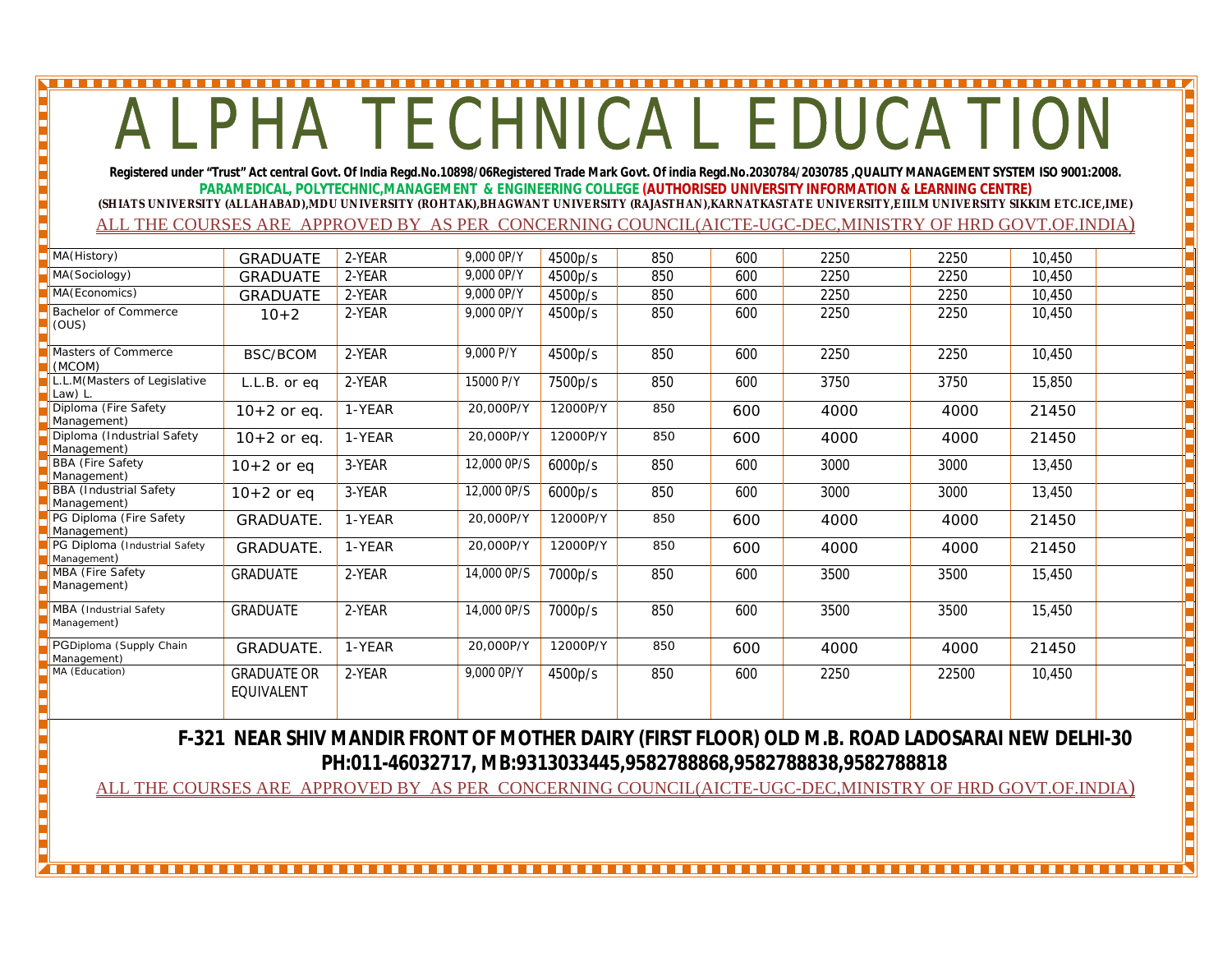# ALPHA TECHNICAL EDUCATION

**Registered under "Trust" Act central Govt. Of India Regd.No.10898/06Registered Trade Mark Govt. Of india Regd.No.2030784/2030785 ,QUALITY MANAGEMENT SYSTEM ISO 9001:2008.**

**PARAMEDICAL, POLYTECHNIC,MANAGEMENT & ENGINEERING COLLEGE (AUTHORISED UNIVERSITY INFORMATION & LEARNING CENTRE)**

**(SHIATS UNIVERSITY (ALLAHABAD),MDU UNIVERSITY (ROHTAK),BHAGWANT UNIVERSITY (RAJASTHAN),KARNATKASTATE UNIVERSITY,EIILM UNIVERSITY SIKKIM ETC.ICE,IME)**

ALL THE COURSES ARE APPROVED BY AS PER CONCERNING COUNCIL(AICTE-UGC-DEC,MINISTRY OF HRD GOVT.OF.INDIA)

| | | | | | | | | | | |
|---|---|---|---|---|---|---|---|---|---|---|
| MA(History) | GRADUATE | 2-YEAR | 9,000 0P/Y | 4500p/s | 850 | 600 | 2250 | 2250 | 10,450 | |
| MA(Sociology) | GRADUATE | 2-YEAR | 9,000 0P/Y | 4500p/s | 850 | 600 | 2250 | 2250 | 10,450 | |
| MA(Economics) | GRADUATE | 2-YEAR | 9,000 0P/Y | 4500p/s | 850 | 600 | 2250 | 2250 | 10,450 | |
| Bachelor of Commerce (OUS) | 10+2 | 2-YEAR | 9,000 0P/Y | 4500p/s | 850 | 600 | 2250 | 2250 | 10,450 | |
| Masters of Commerce (MCOM) | BSC/BCOM | 2-YEAR | 9,000 P/Y | 4500p/s | 850 | 600 | 2250 | 2250 | 10,450 | |
| L.L.M(Masters of Legislative Law) L. | L.L.B. or eq | 2-YEAR | 15000 P/Y | 7500p/s | 850 | 600 | 3750 | 3750 | 15,850 | |
| Diploma (Fire Safety Management) | 10+2 or eq. | 1-YEAR | 20,000P/Y | 12000P/Y | 850 | 600 | 4000 | 4000 | 21450 | |
| Diploma (Industrial Safety Management) | 10+2 or eq. | 1-YEAR | 20,000P/Y | 12000P/Y | 850 | 600 | 4000 | 4000 | 21450 | |
| BBA (Fire Safety Management) | 10+2 or eq | 3-YEAR | 12,000 0P/S | 6000p/s | 850 | 600 | 3000 | 3000 | 13,450 | |
| BBA (Industrial Safety Management) | 10+2 or eq | 3-YEAR | 12,000 0P/S | 6000p/s | 850 | 600 | 3000 | 3000 | 13,450 | |
| PG Diploma (Fire Safety Management) | GRADUATE. | 1-YEAR | 20,000P/Y | 12000P/Y | 850 | 600 | 4000 | 4000 | 21450 | |
| PG Diploma (Industrial Safety Management) | GRADUATE. | 1-YEAR | 20,000P/Y | 12000P/Y | 850 | 600 | 4000 | 4000 | 21450 | |
| MBA (Fire Safety Management) | GRADUATE | 2-YEAR | 14,000 0P/S | 7000p/s | 850 | 600 | 3500 | 3500 | 15,450 | |
| MBA (Industrial Safety Management) | GRADUATE | 2-YEAR | 14,000 0P/S | 7000p/s | 850 | 600 | 3500 | 3500 | 15,450 | |
| PGDiploma (Supply Chain Management) | GRADUATE. | 1-YEAR | 20,000P/Y | 12000P/Y | 850 | 600 | 4000 | 4000 | 21450 | |
| MA (Education) | GRADUATE OR EQUIVALENT | 2-YEAR | 9,000 0P/Y | 4500p/s | 850 | 600 | 2250 | 22500 | 10,450 | |

**F-321 NEAR SHIV MANDIR FRONT OF MOTHER DAIRY (FIRST FLOOR) OLD M.B. ROAD LADOSARAI NEW DELHI-30**
**PH:011-46032717, MB:9313033445,9582788868,9582788838,9582788818**

ALL THE COURSES ARE APPROVED BY AS PER CONCERNING COUNCIL(AICTE-UGC-DEC,MINISTRY OF HRD GOVT.OF.INDIA)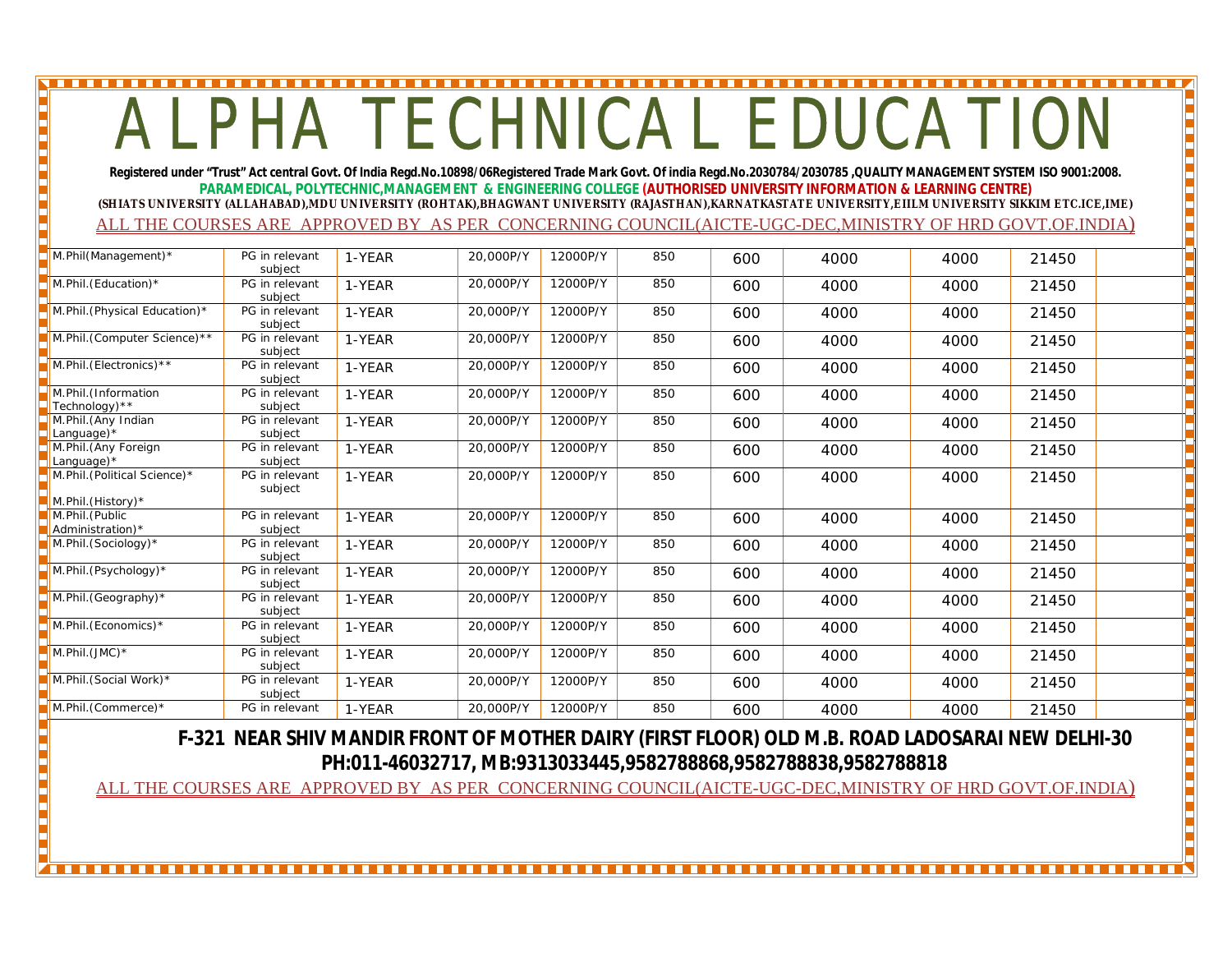# ALPHA TECHNICAL EDUCATION

**Registered under "Trust" Act central Govt. Of India Regd.No.10898/06Registered Trade Mark Govt. Of india Regd.No.2030784/2030785 ,QUALITY MANAGEMENT SYSTEM ISO 9001:2008.**

**PARAMEDICAL, POLYTECHNIC,MANAGEMENT & ENGINEERING COLLEGE (AUTHORISED UNIVERSITY INFORMATION & LEARNING CENTRE)**

**(SHIATS UNIVERSITY (ALLAHABAD),MDU UNIVERSITY (ROHTAK),BHAGWANT UNIVERSITY (RAJASTHAN),KARNATKASTATE UNIVERSITY,EIILM UNIVERSITY SIKKIM ETC.ICE,IME)**

ALL THE COURSES ARE APPROVED BY AS PER CONCERNING COUNCIL(AICTE-UGC-DEC,MINISTRY OF HRD GOVT.OF.INDIA)

| | | | | | | | | | | |
|---|---|---|---|---|---|---|---|---|---|---|
| M.Phil(Management)* | PG in relevant subject | 1-YEAR | 20,000P/Y | 12000P/Y | 850 | 600 | 4000 | 4000 | 21450 | |
| M.Phil.(Education)* | PG in relevant subject | 1-YEAR | 20,000P/Y | 12000P/Y | 850 | 600 | 4000 | 4000 | 21450 | |
| M.Phil.(Physical Education)* | PG in relevant subject | 1-YEAR | 20,000P/Y | 12000P/Y | 850 | 600 | 4000 | 4000 | 21450 | |
| M.Phil.(Computer Science)** | PG in relevant subject | 1-YEAR | 20,000P/Y | 12000P/Y | 850 | 600 | 4000 | 4000 | 21450 | |
| M.Phil.(Electronics)** | PG in relevant subject | 1-YEAR | 20,000P/Y | 12000P/Y | 850 | 600 | 4000 | 4000 | 21450 | |
| M.Phil.(Information Technology)** | PG in relevant subject | 1-YEAR | 20,000P/Y | 12000P/Y | 850 | 600 | 4000 | 4000 | 21450 | |
| M.Phil.(Any Indian Language)* | PG in relevant subject | 1-YEAR | 20,000P/Y | 12000P/Y | 850 | 600 | 4000 | 4000 | 21450 | |
| M.Phil.(Any Foreign Language)* | PG in relevant subject | 1-YEAR | 20,000P/Y | 12000P/Y | 850 | 600 | 4000 | 4000 | 21450 | |
| M.Phil.(Political Science)* M.Phil.(History)* | PG in relevant subject | 1-YEAR | 20,000P/Y | 12000P/Y | 850 | 600 | 4000 | 4000 | 21450 | |
| M.Phil.(Public Administration)* | PG in relevant subject | 1-YEAR | 20,000P/Y | 12000P/Y | 850 | 600 | 4000 | 4000 | 21450 | |
| M.Phil.(Sociology)* | PG in relevant subject | 1-YEAR | 20,000P/Y | 12000P/Y | 850 | 600 | 4000 | 4000 | 21450 | |
| M.Phil.(Psychology)* | PG in relevant subject | 1-YEAR | 20,000P/Y | 12000P/Y | 850 | 600 | 4000 | 4000 | 21450 | |
| M.Phil.(Geography)* | PG in relevant subject | 1-YEAR | 20,000P/Y | 12000P/Y | 850 | 600 | 4000 | 4000 | 21450 | |
| M.Phil.(Economics)* | PG in relevant subject | 1-YEAR | 20,000P/Y | 12000P/Y | 850 | 600 | 4000 | 4000 | 21450 | |
| M.Phil.(JMC)* | PG in relevant subject | 1-YEAR | 20,000P/Y | 12000P/Y | 850 | 600 | 4000 | 4000 | 21450 | |
| M.Phil.(Social Work)* | PG in relevant subject | 1-YEAR | 20,000P/Y | 12000P/Y | 850 | 600 | 4000 | 4000 | 21450 | |
| M.Phil.(Commerce)* | PG in relevant | 1-YEAR | 20,000P/Y | 12000P/Y | 850 | 600 | 4000 | 4000 | 21450 | |

**F-321 NEAR SHIV MANDIR FRONT OF MOTHER DAIRY (FIRST FLOOR) OLD M.B. ROAD LADOSARAI NEW DELHI-30**

**PH:011-46032717, MB:9313033445,9582788868,9582788838,9582788818**

ALL THE COURSES ARE APPROVED BY AS PER CONCERNING COUNCIL(AICTE-UGC-DEC,MINISTRY OF HRD GOVT.OF.INDIA)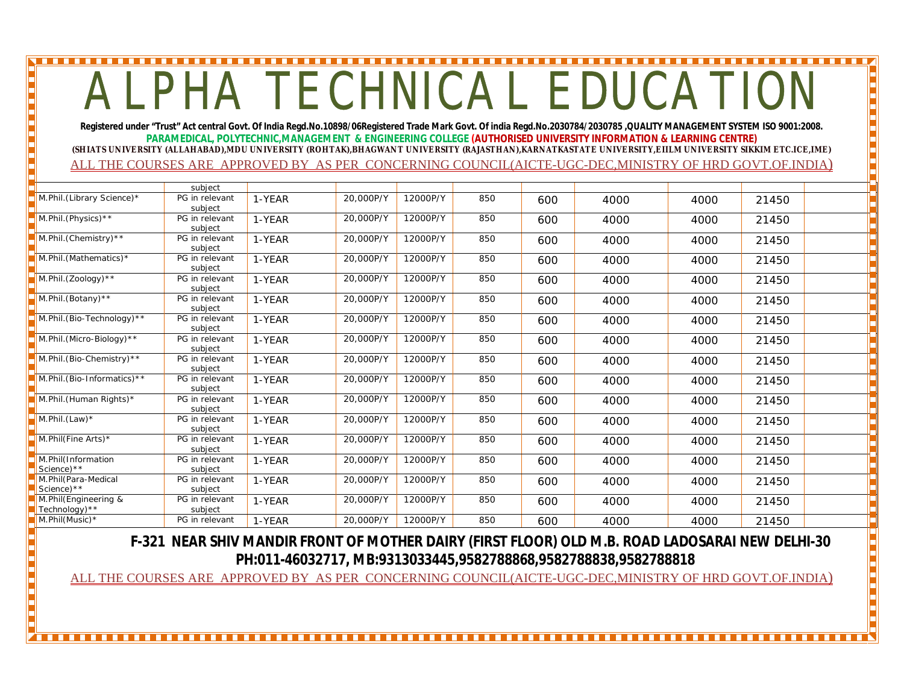# ALPHA TECHNICAL EDUCATION

**Registered under "Trust" Act central Govt. Of India Regd.No.10898/06Registered Trade Mark Govt. Of india Regd.No.2030784/2030785 ,QUALITY MANAGEMENT SYSTEM ISO 9001:2008.**

**PARAMEDICAL, POLYTECHNIC,MANAGEMENT & ENGINEERING COLLEGE (AUTHORISED UNIVERSITY INFORMATION & LEARNING CENTRE)**

**(SHIATS UNIVERSITY (ALLAHABAD),MDU UNIVERSITY (ROHTAK),BHAGWANT UNIVERSITY (RAJASTHAN),KARNATKASTATE UNIVERSITY,EIILM UNIVERSITY SIKKIM ETC.ICE,IME)**

ALL THE COURSES ARE APPROVED BY AS PER CONCERNING COUNCIL(AICTE-UGC-DEC,MINISTRY OF HRD GOVT.OF.INDIA)

| | | | | | | | | | | |
|---|---|---|---|---|---|---|---|---|---|---|
| | subject | | | | | | | | | |
| M.Phil.(Library Science)* | PG in relevant subject | 1-YEAR | 20,000P/Y | 12000P/Y | 850 | 600 | 4000 | 4000 | 21450 | |
| M.Phil.(Physics)** | PG in relevant subject | 1-YEAR | 20,000P/Y | 12000P/Y | 850 | 600 | 4000 | 4000 | 21450 | |
| M.Phil.(Chemistry)** | PG in relevant subject | 1-YEAR | 20,000P/Y | 12000P/Y | 850 | 600 | 4000 | 4000 | 21450 | |
| M.Phil.(Mathematics)* | PG in relevant subject | 1-YEAR | 20,000P/Y | 12000P/Y | 850 | 600 | 4000 | 4000 | 21450 | |
| M.Phil.(Zoology)** | PG in relevant subject | 1-YEAR | 20,000P/Y | 12000P/Y | 850 | 600 | 4000 | 4000 | 21450 | |
| M.Phil.(Botany)** | PG in relevant subject | 1-YEAR | 20,000P/Y | 12000P/Y | 850 | 600 | 4000 | 4000 | 21450 | |
| M.Phil.(Bio-Technology)** | PG in relevant subject | 1-YEAR | 20,000P/Y | 12000P/Y | 850 | 600 | 4000 | 4000 | 21450 | |
| M.Phil.(Micro-Biology)** | PG in relevant subject | 1-YEAR | 20,000P/Y | 12000P/Y | 850 | 600 | 4000 | 4000 | 21450 | |
| M.Phil.(Bio-Chemistry)** | PG in relevant subject | 1-YEAR | 20,000P/Y | 12000P/Y | 850 | 600 | 4000 | 4000 | 21450 | |
| M.Phil.(Bio-Informatics)** | PG in relevant subject | 1-YEAR | 20,000P/Y | 12000P/Y | 850 | 600 | 4000 | 4000 | 21450 | |
| M.Phil.(Human Rights)* | PG in relevant subject | 1-YEAR | 20,000P/Y | 12000P/Y | 850 | 600 | 4000 | 4000 | 21450 | |
| M.Phil.(Law)* | PG in relevant subject | 1-YEAR | 20,000P/Y | 12000P/Y | 850 | 600 | 4000 | 4000 | 21450 | |
| M.Phil(Fine Arts)* | PG in relevant subject | 1-YEAR | 20,000P/Y | 12000P/Y | 850 | 600 | 4000 | 4000 | 21450 | |
| M.Phil(Information Science)** | PG in relevant subject | 1-YEAR | 20,000P/Y | 12000P/Y | 850 | 600 | 4000 | 4000 | 21450 | |
| M.Phil(Para-Medical Science)** | PG in relevant subject | 1-YEAR | 20,000P/Y | 12000P/Y | 850 | 600 | 4000 | 4000 | 21450 | |
| M.Phil(Engineering & Technology)** | PG in relevant subject | 1-YEAR | 20,000P/Y | 12000P/Y | 850 | 600 | 4000 | 4000 | 21450 | |
| M.Phil(Music)* | PG in relevant | 1-YEAR | 20,000P/Y | 12000P/Y | 850 | 600 | 4000 | 4000 | 21450 | |

**F-321 NEAR SHIV MANDIR FRONT OF MOTHER DAIRY (FIRST FLOOR) OLD M.B. ROAD LADOSARAI NEW DELHI-30**

**PH:011-46032717, MB:9313033445,9582788868,9582788838,9582788818**

ALL THE COURSES ARE APPROVED BY AS PER CONCERNING COUNCIL(AICTE-UGC-DEC,MINISTRY OF HRD GOVT.OF.INDIA)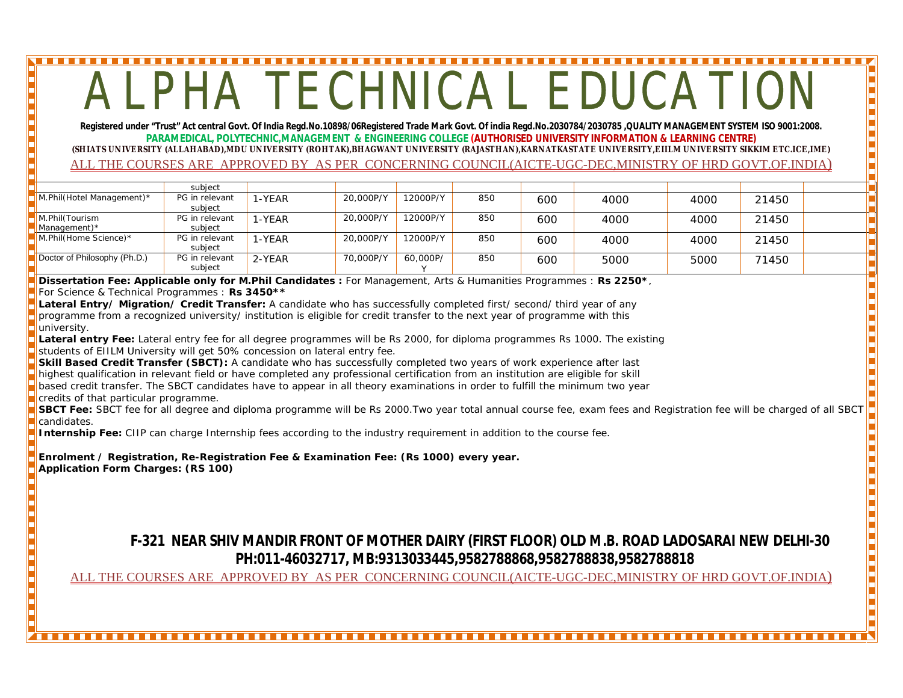# ALPHA TECHNICAL EDUCATION

**Registered under "Trust" Act central Govt. Of India Regd.No.10898/06Registered Trade Mark Govt. Of india Regd.No.2030784/2030785 ,QUALITY MANAGEMENT SYSTEM ISO 9001:2008.**

**PARAMEDICAL, POLYTECHNIC,MANAGEMENT & ENGINEERING COLLEGE (AUTHORISED UNIVERSITY INFORMATION & LEARNING CENTRE)**

**(SHIATS UNIVERSITY (ALLAHABAD),MDU UNIVERSITY (ROHTAK),BHAGWANT UNIVERSITY (RAJASTHAN),KARNATKASTATE UNIVERSITY,EIILM UNIVERSITY SIKKIM ETC.ICE,IME)**

ALL THE COURSES ARE APPROVED BY AS PER CONCERNING COUNCIL(AICTE-UGC-DEC,MINISTRY OF HRD GOVT.OF.INDIA)

| | | | | | | | | | | |
|---|---|---|---|---|---|---|---|---|---|---|
| | subject | | | | | | | | | |
| M.Phil(Hotel Management)* | PG in relevant subject | 1-YEAR | 20,000P/Y | 12000P/Y | 850 | 600 | 4000 | 4000 | 21450 | |
| M.Phil(Tourism Management)* | PG in relevant subject | 1-YEAR | 20,000P/Y | 12000P/Y | 850 | 600 | 4000 | 4000 | 21450 | |
| M.Phil(Home Science)* | PG in relevant subject | 1-YEAR | 20,000P/Y | 12000P/Y | 850 | 600 | 4000 | 4000 | 21450 | |
| Doctor of Philosophy (Ph.D.) | PG in relevant subject | 2-YEAR | 70,000P/Y | 60,000P/Y | 850 | 600 | 5000 | 5000 | 71450 | |

**Dissertation Fee: Applicable only for M.Phil Candidates :** For Management, Arts & Humanities Programmes : **Rs 2250***, For Science & Technical Programmes : **Rs 3450****

**Lateral Entry/ Migration/ Credit Transfer:** A candidate who has successfully completed first/ second/ third year of any programme from a recognized university/ institution is eligible for credit transfer to the next year of programme with this university.

**Lateral entry Fee:** Lateral entry fee for all degree programmes will be Rs 2000, for diploma programmes Rs 1000. The existing students of EIILM University will get 50% concession on lateral entry fee.

**Skill Based Credit Transfer (SBCT):** A candidate who has successfully completed two years of work experience after last highest qualification in relevant field or have completed any professional certification from an institution are eligible for skill based credit transfer. The SBCT candidates have to appear in all theory examinations in order to fulfill the minimum two year credits of that particular programme.

**SBCT Fee:** SBCT fee for all degree and diploma programme will be Rs 2000.Two year total annual course fee, exam fees and Registration fee will be charged of all SBCT candidates.

**Internship Fee:** CIIP can charge Internship fees according to the industry requirement in addition to the course fee.

**Enrolment / Registration, Re-Registration Fee & Examination Fee: (Rs 1000) every year.**

**Application Form Charges: (RS 100)**

**F-321 NEAR SHIV MANDIR FRONT OF MOTHER DAIRY (FIRST FLOOR) OLD M.B. ROAD LADOSARAI NEW DELHI-30**

**PH:011-46032717, MB:9313033445,9582788868,9582788838,9582788818**

ALL THE COURSES ARE APPROVED BY AS PER CONCERNING COUNCIL(AICTE-UGC-DEC,MINISTRY OF HRD GOVT.OF.INDIA)